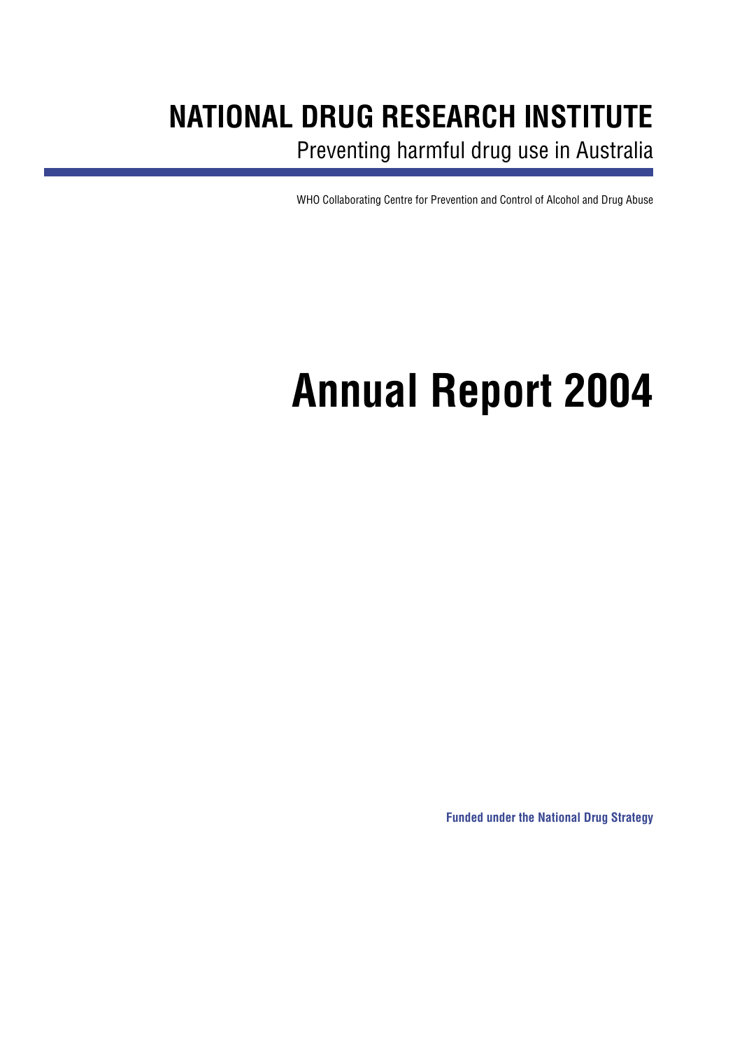# NATIONAL DRUG RESEARCH INSTITUTE

Preventing harmful drug use in Australia

WHO Collaborating Centre for Prevention and Control of Alcohol and Drug Abuse

# Annual Report 2004

**Funded under the National Drug Strategy**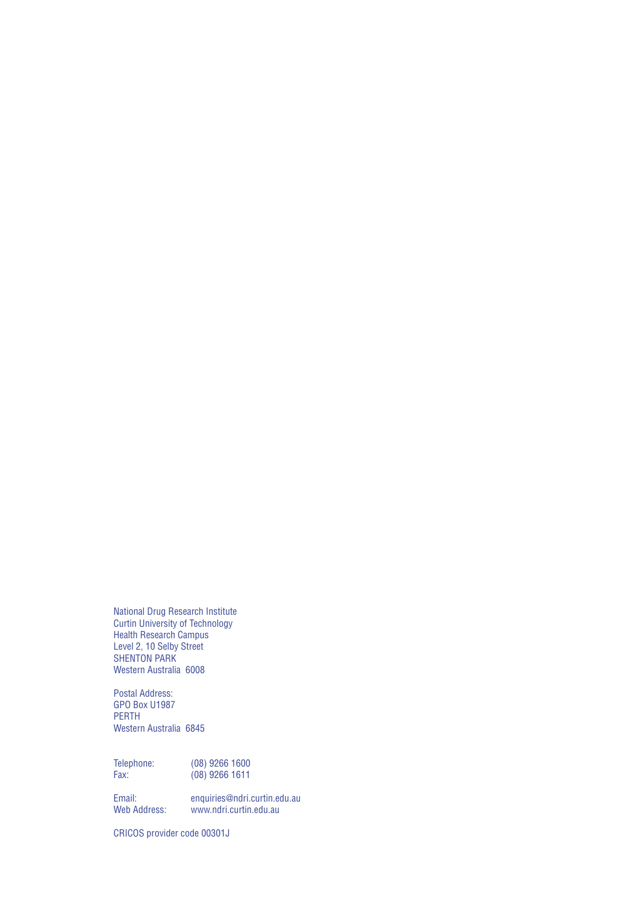National Drug Research Institute
Curtin University of Technology
Health Research Campus
Level 2, 10 Selby Street
SHENTON PARK
Western Australia 6008

Postal Address:
GPO Box U1987
PERTH
Western Australia 6845

Telephone: (08) 9266 1600
Fax: (08) 9266 1611

Email: enquiries@ndri.curtin.edu.au
Web Address: www.ndri.curtin.edu.au

CRICOS provider code 00301J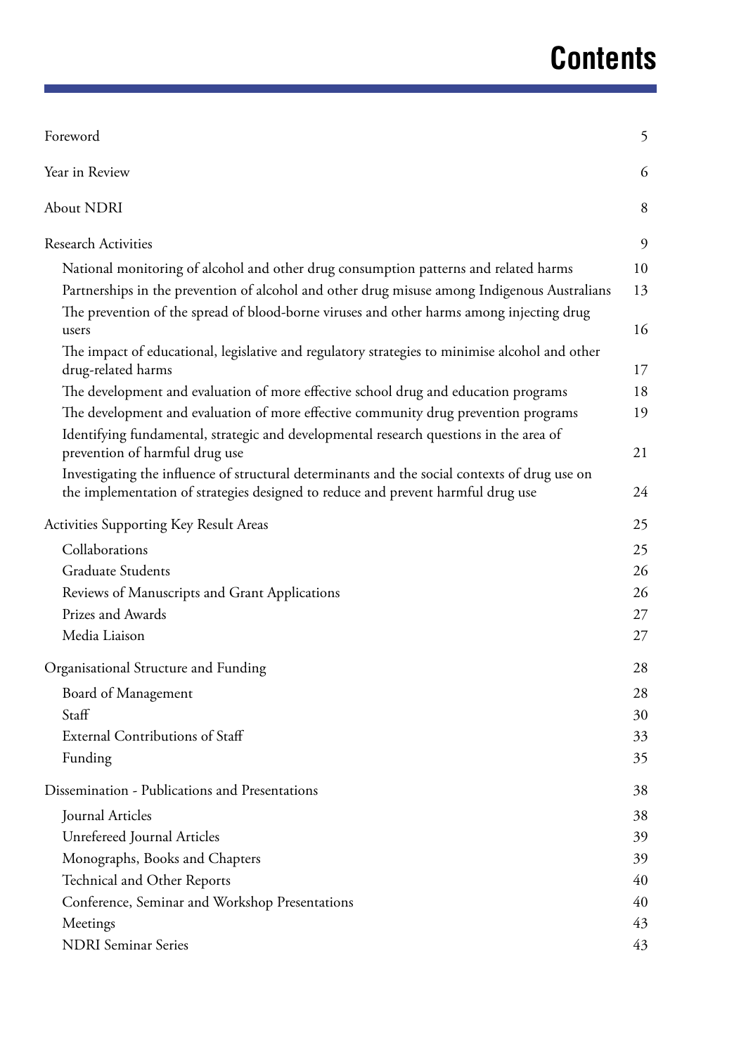# Contents

| | |
|---|---|
| Foreword | 5 |
| Year in Review | 6 |
| About NDRI | 8 |
| Research Activities | 9 |
| National monitoring of alcohol and other drug consumption patterns and related harms | 10 |
| Partnerships in the prevention of alcohol and other drug misuse among Indigenous Australians | 13 |
| The prevention of the spread of blood-borne viruses and other harms among injecting drug users | 16 |
| The impact of educational, legislative and regulatory strategies to minimise alcohol and other drug-related harms | 17 |
| The development and evaluation of more effective school drug and education programs | 18 |
| The development and evaluation of more effective community drug prevention programs | 19 |
| Identifying fundamental, strategic and developmental research questions in the area of prevention of harmful drug use | 21 |
| Investigating the influence of structural determinants and the social contexts of drug use on the implementation of strategies designed to reduce and prevent harmful drug use | 24 |
| Activities Supporting Key Result Areas | 25 |
| Collaborations | 25 |
| Graduate Students | 26 |
| Reviews of Manuscripts and Grant Applications | 26 |
| Prizes and Awards | 27 |
| Media Liaison | 27 |
| Organisational Structure and Funding | 28 |
| Board of Management | 28 |
| Staff | 30 |
| External Contributions of Staff | 33 |
| Funding | 35 |
| Dissemination - Publications and Presentations | 38 |
| Journal Articles | 38 |
| Unrefereed Journal Articles | 39 |
| Monographs, Books and Chapters | 39 |
| Technical and Other Reports | 40 |
| Conference, Seminar and Workshop Presentations | 40 |
| Meetings | 43 |
| NDRI Seminar Series | 43 |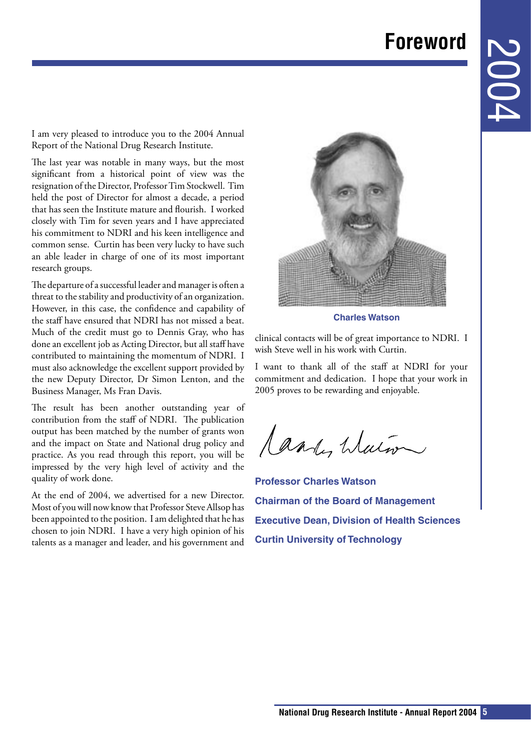# Foreword

I am very pleased to introduce you to the 2004 Annual Report of the National Drug Research Institute.

The last year was notable in many ways, but the most significant from a historical point of view was the resignation of the Director, Professor Tim Stockwell. Tim held the post of Director for almost a decade, a period that has seen the Institute mature and flourish. I worked closely with Tim for seven years and I have appreciated his commitment to NDRI and his keen intelligence and common sense. Curtin has been very lucky to have such an able leader in charge of one of its most important research groups.

The departure of a successful leader and manager is often a threat to the stability and productivity of an organization. However, in this case, the confidence and capability of the staff have ensured that NDRI has not missed a beat. Much of the credit must go to Dennis Gray, who has done an excellent job as Acting Director, but all staff have contributed to maintaining the momentum of NDRI. I must also acknowledge the excellent support provided by the new Deputy Director, Dr Simon Lenton, and the Business Manager, Ms Fran Davis.

The result has been another outstanding year of contribution from the staff of NDRI. The publication output has been matched by the number of grants won and the impact on State and National drug policy and practice. As you read through this report, you will be impressed by the very high level of activity and the quality of work done.

At the end of 2004, we advertised for a new Director. Most of you will now know that Professor Steve Allsop has been appointed to the position. I am delighted that he has chosen to join NDRI. I have a very high opinion of his talents as a manager and leader, and his government and clinical contacts will be of great importance to NDRI. I wish Steve well in his work with Curtin.

I want to thank all of the staff at NDRI for your commitment and dedication. I hope that your work in 2005 proves to be rewarding and enjoyable.

Charles Watson

**Professor Charles Watson**

**Chairman of the Board of Management**

**Executive Dean, Division of Health Sciences**

**Curtin University of Technology**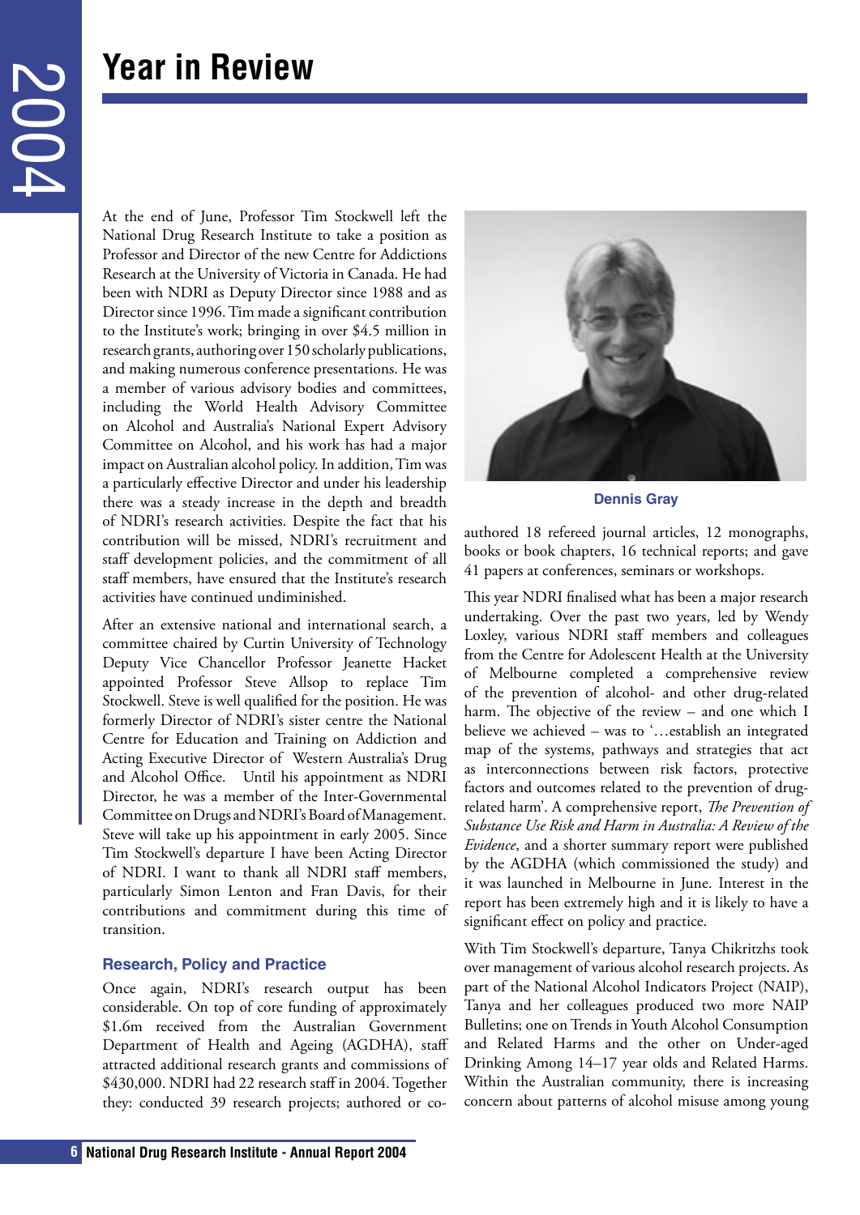# Year in Review

At the end of June, Professor Tim Stockwell left the National Drug Research Institute to take a position as Professor and Director of the new Centre for Addictions Research at the University of Victoria in Canada. He had been with NDRI as Deputy Director since 1988 and as Director since 1996. Tim made a significant contribution to the Institute's work; bringing in over $4.5 million in research grants, authoring over 150 scholarly publications, and making numerous conference presentations. He was a member of various advisory bodies and committees, including the World Health Advisory Committee on Alcohol and Australia's National Expert Advisory Committee on Alcohol, and his work has had a major impact on Australian alcohol policy. In addition, Tim was a particularly effective Director and under his leadership there was a steady increase in the depth and breadth of NDRI's research activities. Despite the fact that his contribution will be missed, NDRI's recruitment and staff development policies, and the commitment of all staff members, have ensured that the Institute's research activities have continued undiminished.

After an extensive national and international search, a committee chaired by Curtin University of Technology Deputy Vice Chancellor Professor Jeanette Hacket appointed Professor Steve Allsop to replace Tim Stockwell. Steve is well qualified for the position. He was formerly Director of NDRI's sister centre the National Centre for Education and Training on Addiction and Acting Executive Director of Western Australia's Drug and Alcohol Office. Until his appointment as NDRI Director, he was a member of the Inter-Governmental Committee on Drugs and NDRI's Board of Management. Steve will take up his appointment in early 2005. Since Tim Stockwell's departure I have been Acting Director of NDRI. I want to thank all NDRI staff members, particularly Simon Lenton and Fran Davis, for their contributions and commitment during this time of transition.

## Research, Policy and Practice

Once again, NDRI's research output has been considerable. On top of core funding of approximately $1.6m received from the Australian Government Department of Health and Ageing (AGDHA), staff attracted additional research grants and commissions of $430,000. NDRI had 22 research staff in 2004. Together they: conducted 39 research projects; authored or co-authored 18 refereed journal articles, 12 monographs, books or book chapters, 16 technical reports; and gave 41 papers at conferences, seminars or workshops.

Dennis Gray

This year NDRI finalised what has been a major research undertaking. Over the past two years, led by Wendy Loxley, various NDRI staff members and colleagues from the Centre for Adolescent Health at the University of Melbourne completed a comprehensive review of the prevention of alcohol- and other drug-related harm. The objective of the review – and one which I believe we achieved – was to '…establish an integrated map of the systems, pathways and strategies that act as interconnections between risk factors, protective factors and outcomes related to the prevention of drug-related harm'. A comprehensive report, *The Prevention of Substance Use Risk and Harm in Australia: A Review of the Evidence*, and a shorter summary report were published by the AGDHA (which commissioned the study) and it was launched in Melbourne in June. Interest in the report has been extremely high and it is likely to have a significant effect on policy and practice.

With Tim Stockwell's departure, Tanya Chikritzhs took over management of various alcohol research projects. As part of the National Alcohol Indicators Project (NAIP), Tanya and her colleagues produced two more NAIP Bulletins; one on Trends in Youth Alcohol Consumption and Related Harms and the other on Under-aged Drinking Among 14–17 year olds and Related Harms. Within the Australian community, there is increasing concern about patterns of alcohol misuse among young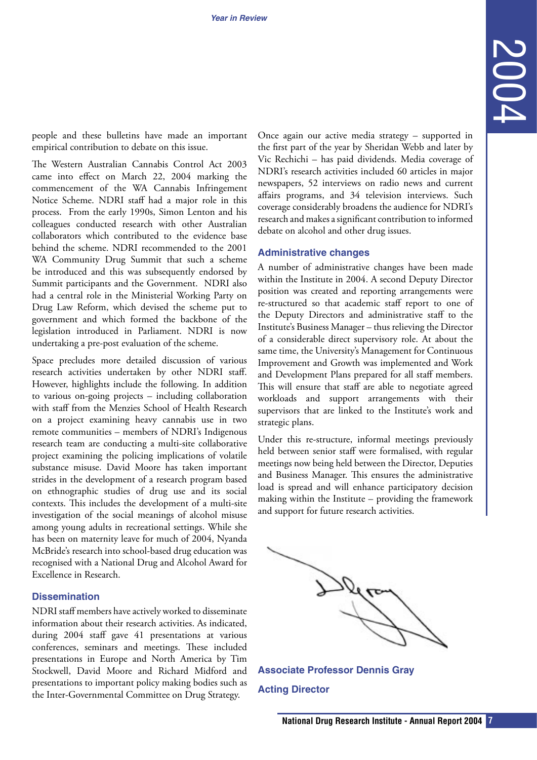people and these bulletins have made an important empirical contribution to debate on this issue.

The Western Australian Cannabis Control Act 2003 came into effect on March 22, 2004 marking the commencement of the WA Cannabis Infringement Notice Scheme. NDRI staff had a major role in this process. From the early 1990s, Simon Lenton and his colleagues conducted research with other Australian collaborators which contributed to the evidence base behind the scheme. NDRI recommended to the 2001 WA Community Drug Summit that such a scheme be introduced and this was subsequently endorsed by Summit participants and the Government. NDRI also had a central role in the Ministerial Working Party on Drug Law Reform, which devised the scheme put to government and which formed the backbone of the legislation introduced in Parliament. NDRI is now undertaking a pre-post evaluation of the scheme.

Space precludes more detailed discussion of various research activities undertaken by other NDRI staff. However, highlights include the following. In addition to various on-going projects – including collaboration with staff from the Menzies School of Health Research on a project examining heavy cannabis use in two remote communities – members of NDRI's Indigenous research team are conducting a multi-site collaborative project examining the policing implications of volatile substance misuse. David Moore has taken important strides in the development of a research program based on ethnographic studies of drug use and its social contexts. This includes the development of a multi-site investigation of the social meanings of alcohol misuse among young adults in recreational settings. While she has been on maternity leave for much of 2004, Nyanda McBride's research into school-based drug education was recognised with a National Drug and Alcohol Award for Excellence in Research.

## Dissemination

NDRI staff members have actively worked to disseminate information about their research activities. As indicated, during 2004 staff gave 41 presentations at various conferences, seminars and meetings. These included presentations in Europe and North America by Tim Stockwell, David Moore and Richard Midford and presentations to important policy making bodies such as the Inter-Governmental Committee on Drug Strategy.

Once again our active media strategy – supported in the first part of the year by Sheridan Webb and later by Vic Rechichi – has paid dividends. Media coverage of NDRI's research activities included 60 articles in major newspapers, 52 interviews on radio news and current affairs programs, and 34 television interviews. Such coverage considerably broadens the audience for NDRI's research and makes a significant contribution to informed debate on alcohol and other drug issues.

## Administrative changes

A number of administrative changes have been made within the Institute in 2004. A second Deputy Director position was created and reporting arrangements were re-structured so that academic staff report to one of the Deputy Directors and administrative staff to the Institute's Business Manager – thus relieving the Director of a considerable direct supervisory role. At about the same time, the University's Management for Continuous Improvement and Growth was implemented and Work and Development Plans prepared for all staff members. This will ensure that staff are able to negotiate agreed workloads and support arrangements with their supervisors that are linked to the Institute's work and strategic plans.

Under this re-structure, informal meetings previously held between senior staff were formalised, with regular meetings now being held between the Director, Deputies and Business Manager. This ensures the administrative load is spread and will enhance participatory decision making within the Institute – providing the framework and support for future research activities.

**Associate Professor Dennis Gray**

**Acting Director**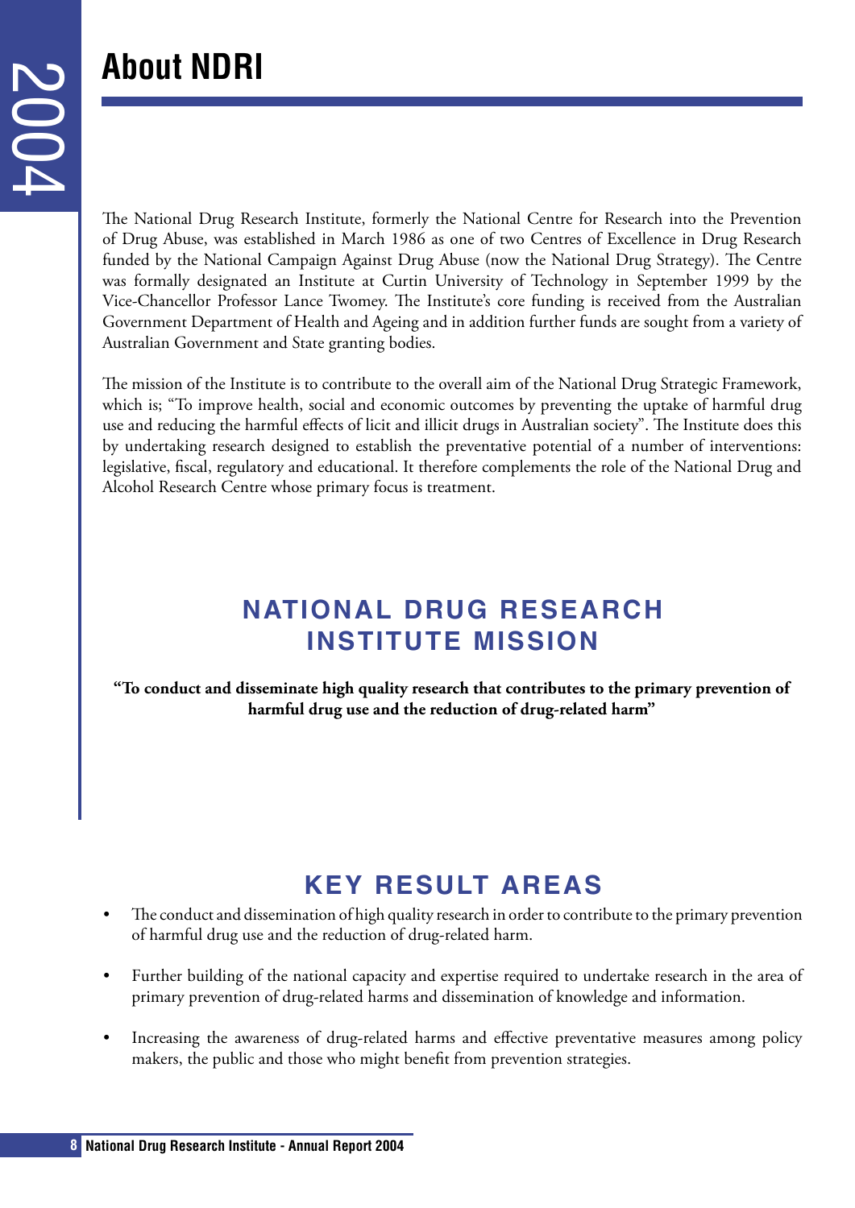# About NDRI

The National Drug Research Institute, formerly the National Centre for Research into the Prevention of Drug Abuse, was established in March 1986 as one of two Centres of Excellence in Drug Research funded by the National Campaign Against Drug Abuse (now the National Drug Strategy). The Centre was formally designated an Institute at Curtin University of Technology in September 1999 by the Vice-Chancellor Professor Lance Twomey. The Institute's core funding is received from the Australian Government Department of Health and Ageing and in addition further funds are sought from a variety of Australian Government and State granting bodies.

The mission of the Institute is to contribute to the overall aim of the National Drug Strategic Framework, which is; "To improve health, social and economic outcomes by preventing the uptake of harmful drug use and reducing the harmful effects of licit and illicit drugs in Australian society". The Institute does this by undertaking research designed to establish the preventative potential of a number of interventions: legislative, fiscal, regulatory and educational. It therefore complements the role of the National Drug and Alcohol Research Centre whose primary focus is treatment.

## NATIONAL DRUG RESEARCH INSTITUTE MISSION

**"To conduct and disseminate high quality research that contributes to the primary prevention of harmful drug use and the reduction of drug-related harm"**

## KEY RESULT AREAS

- The conduct and dissemination of high quality research in order to contribute to the primary prevention of harmful drug use and the reduction of drug-related harm.
- Further building of the national capacity and expertise required to undertake research in the area of primary prevention of drug-related harms and dissemination of knowledge and information.
- Increasing the awareness of drug-related harms and effective preventative measures among policy makers, the public and those who might benefit from prevention strategies.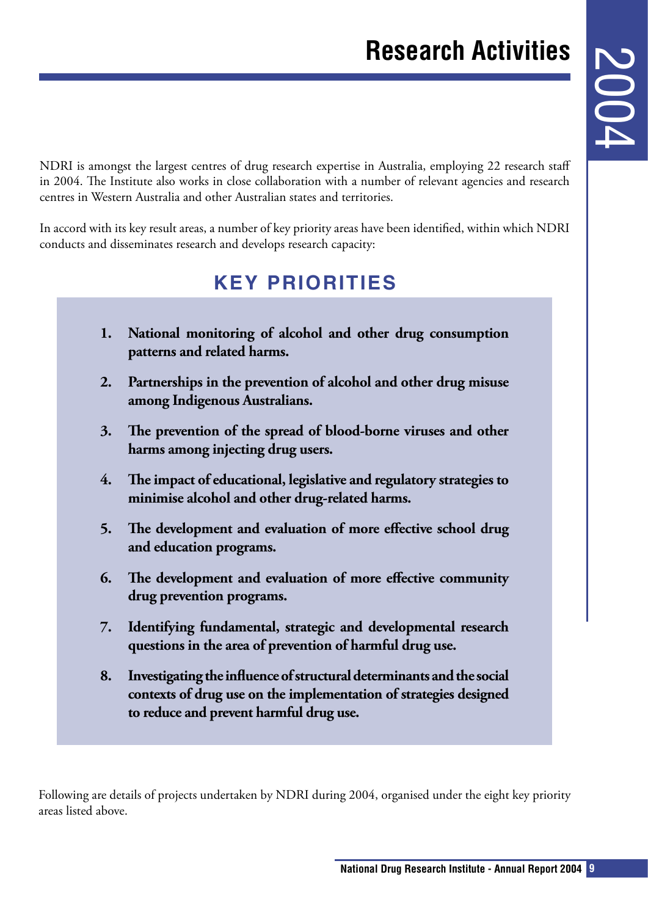# Research Activities

NDRI is amongst the largest centres of drug research expertise in Australia, employing 22 research staff in 2004. The Institute also works in close collaboration with a number of relevant agencies and research centres in Western Australia and other Australian states and territories.

In accord with its key result areas, a number of key priority areas have been identified, within which NDRI conducts and disseminates research and develops research capacity:

## KEY PRIORITIES

1. **National monitoring of alcohol and other drug consumption patterns and related harms.**
2. **Partnerships in the prevention of alcohol and other drug misuse among Indigenous Australians.**
3. **The prevention of the spread of blood-borne viruses and other harms among injecting drug users.**
4. **The impact of educational, legislative and regulatory strategies to minimise alcohol and other drug-related harms.**
5. **The development and evaluation of more effective school drug and education programs.**
6. **The development and evaluation of more effective community drug prevention programs.**
7. **Identifying fundamental, strategic and developmental research questions in the area of prevention of harmful drug use.**
8. **Investigating the influence of structural determinants and the social contexts of drug use on the implementation of strategies designed to reduce and prevent harmful drug use.**

Following are details of projects undertaken by NDRI during 2004, organised under the eight key priority areas listed above.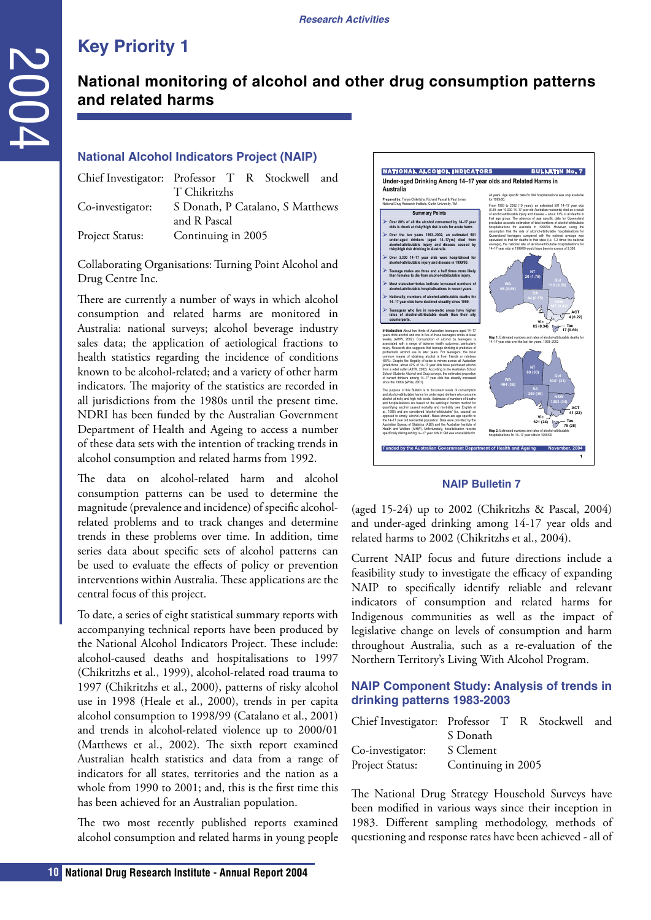## Key Priority 1

# National monitoring of alcohol and other drug consumption patterns and related harms

### National Alcohol Indicators Project (NAIP)

| | |
|---|---|
| Chief Investigator: | Professor T R Stockwell and T Chikritzhs |
| Co-investigator: | S Donath, P Catalano, S Matthews and R Pascal |
| Project Status: | Continuing in 2005 |

Collaborating Organisations: Turning Point Alcohol and Drug Centre Inc.

There are currently a number of ways in which alcohol consumption and related harms are monitored in Australia: national surveys; alcohol beverage industry sales data; the application of aetiological fractions to health statistics regarding the incidence of conditions known to be alcohol-related; and a variety of other harm indicators. The majority of the statistics are recorded in all jurisdictions from the 1980s until the present time. NDRI has been funded by the Australian Government Department of Health and Ageing to access a number of these data sets with the intention of tracking trends in alcohol consumption and related harms from 1992.

The data on alcohol-related harm and alcohol consumption patterns can be used to determine the magnitude (prevalence and incidence) of specific alcohol-related problems and to track changes and determine trends in these problems over time. In addition, time series data about specific sets of alcohol patterns can be used to evaluate the effects of policy or prevention interventions within Australia. These applications are the central focus of this project.

To date, a series of eight statistical summary reports with accompanying technical reports have been produced by the National Alcohol Indicators Project. These include: alcohol-caused deaths and hospitalisations to 1997 (Chikritzhs et al., 1999), alcohol-related road trauma to 1997 (Chikritzhs et al., 2000), patterns of risky alcohol use in 1998 (Heale et al., 2000), trends in per capita alcohol consumption to 1998/99 (Catalano et al., 2001) and trends in alcohol-related violence up to 2000/01 (Matthews et al., 2002). The sixth report examined Australian health statistics and data from a range of indicators for all states, territories and the nation as a whole from 1990 to 2001; and, this is the first time this has been achieved for an Australian population.

The two most recently published reports examined alcohol consumption and related harms in young people (aged 15-24) up to 2002 (Chikritzhs & Pascal, 2004) and under-aged drinking among 14-17 year olds and related harms to 2002 (Chikritzhs et al., 2004).

NAIP Bulletin 7

Current NAIP focus and future directions include a feasibility study to investigate the efficacy of expanding NAIP to specifically identify reliable and relevant indicators of consumption and related harms for Indigenous communities as well as the impact of legislative change on levels of consumption and harm throughout Australia, such as a re-evaluation of the Northern Territory's Living With Alcohol Program.

### NAIP Component Study: Analysis of trends in drinking patterns 1983-2003

| | |
|---|---|
| Chief Investigator: | Professor T R Stockwell and S Donath |
| Co-investigator: | S Clement |
| Project Status: | Continuing in 2005 |

The National Drug Strategy Household Surveys have been modified in various ways since their inception in 1983. Different sampling methodology, methods of questioning and response rates have been achieved - all of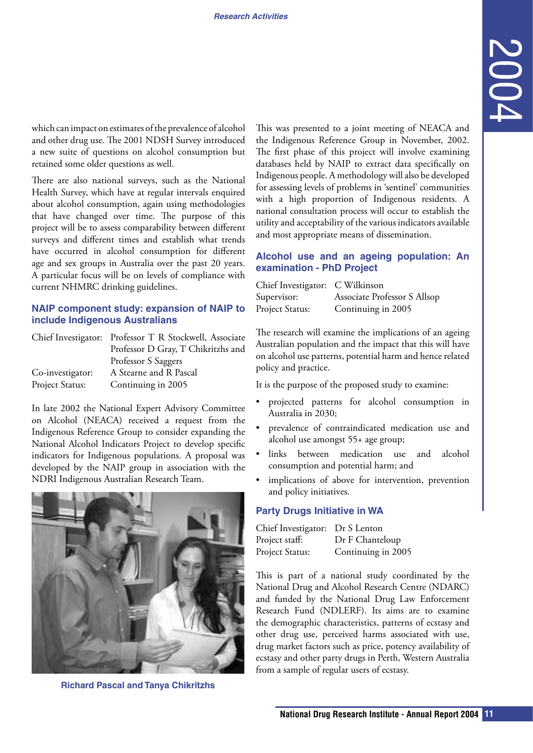which can impact on estimates of the prevalence of alcohol and other drug use. The 2001 NDSH Survey introduced a new suite of questions on alcohol consumption but retained some older questions as well.

There are also national surveys, such as the National Health Survey, which have at regular intervals enquired about alcohol consumption, again using methodologies that have changed over time. The purpose of this project will be to assess comparability between different surveys and different times and establish what trends have occurred in alcohol consumption for different age and sex groups in Australia over the past 20 years. A particular focus will be on levels of compliance with current NHMRC drinking guidelines.

## NAIP component study: expansion of NAIP to include Indigenous Australians

Chief Investigator: Professor T R Stockwell, Associate Professor D Gray, T Chikritzhs and Professor S Saggers
Co-investigator: A Stearne and R Pascal
Project Status: Continuing in 2005

In late 2002 the National Expert Advisory Committee on Alcohol (NEACA) received a request from the Indigenous Reference Group to consider expanding the National Alcohol Indicators Project to develop specific indicators for Indigenous populations. A proposal was developed by the NAIP group in association with the NDRI Indigenous Australian Research Team.

Richard Pascal and Tanya Chikritzhs

This was presented to a joint meeting of NEACA and the Indigenous Reference Group in November, 2002. The first phase of this project will involve examining databases held by NAIP to extract data specifically on Indigenous people. A methodology will also be developed for assessing levels of problems in 'sentinel' communities with a high proportion of Indigenous residents. A national consultation process will occur to establish the utility and acceptability of the various indicators available and most appropriate means of dissemination.

## Alcohol use and an ageing population: An examination - PhD Project

Chief Investigator: C Wilkinson
Supervisor: Associate Professor S Allsop
Project Status: Continuing in 2005

The research will examine the implications of an ageing Australian population and the impact that this will have on alcohol use patterns, potential harm and hence related policy and practice.

It is the purpose of the proposed study to examine:

- projected patterns for alcohol consumption in Australia in 2030;
- prevalence of contraindicated medication use and alcohol use amongst 55+ age group;
- links between medication use and alcohol consumption and potential harm; and
- implications of above for intervention, prevention and policy initiatives.

## Party Drugs Initiative in WA

Chief Investigator: Dr S Lenton
Project staff: Dr F Chanteloup
Project Status: Continuing in 2005

This is part of a national study coordinated by the National Drug and Alcohol Research Centre (NDARC) and funded by the National Drug Law Enforcement Research Fund (NDLERF). Its aims are to examine the demographic characteristics, patterns of ecstasy and other drug use, perceived harms associated with use, drug market factors such as price, potency availability of ecstasy and other party drugs in Perth, Western Australia from a sample of regular users of ecstasy.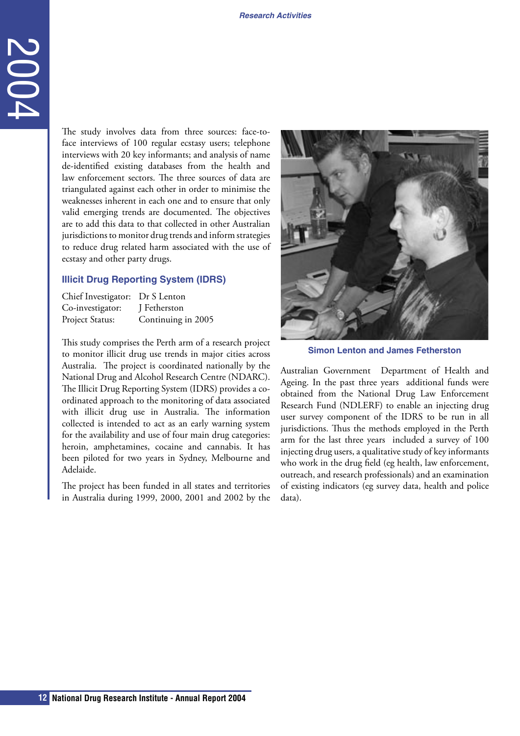The study involves data from three sources: face-to-face interviews of 100 regular ecstasy users; telephone interviews with 20 key informants; and analysis of name de-identified existing databases from the health and law enforcement sectors. The three sources of data are triangulated against each other in order to minimise the weaknesses inherent in each one and to ensure that only valid emerging trends are documented. The objectives are to add this data to that collected in other Australian jurisdictions to monitor drug trends and inform strategies to reduce drug related harm associated with the use of ecstasy and other party drugs.

### Illicit Drug Reporting System (IDRS)

Chief Investigator: Dr S Lenton
Co-investigator: J Fetherston
Project Status: Continuing in 2005

This study comprises the Perth arm of a research project to monitor illicit drug use trends in major cities across Australia. The project is coordinated nationally by the National Drug and Alcohol Research Centre (NDARC). The Illicit Drug Reporting System (IDRS) provides a co-ordinated approach to the monitoring of data associated with illicit drug use in Australia. The information collected is intended to act as an early warning system for the availability and use of four main drug categories: heroin, amphetamines, cocaine and cannabis. It has been piloted for two years in Sydney, Melbourne and Adelaide.

The project has been funded in all states and territories in Australia during 1999, 2000, 2001 and 2002 by the Australian Government Department of Health and Ageing. In the past three years additional funds were obtained from the National Drug Law Enforcement Research Fund (NDLERF) to enable an injecting drug user survey component of the IDRS to be run in all jurisdictions. Thus the methods employed in the Perth arm for the last three years included a survey of 100 injecting drug users, a qualitative study of key informants who work in the drug field (eg health, law enforcement, outreach, and research professionals) and an examination of existing indicators (eg survey data, health and police data).

Simon Lenton and James Fetherston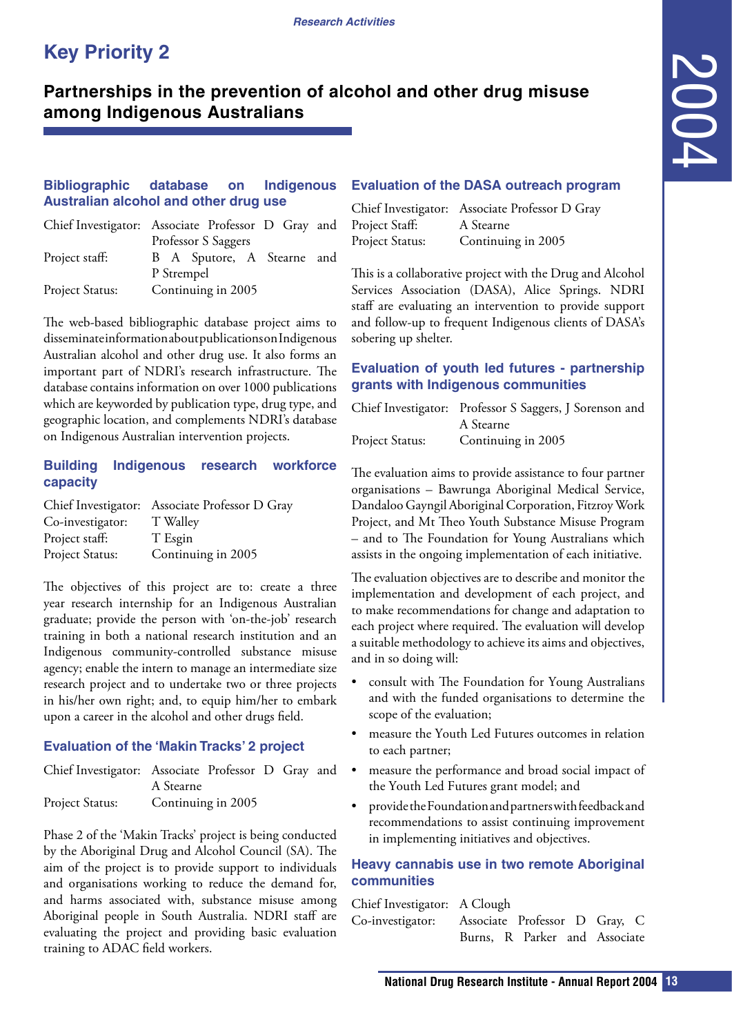# Key Priority 2

## Partnerships in the prevention of alcohol and other drug misuse among Indigenous Australians

### Bibliographic database on Indigenous Australian alcohol and other drug use

| | |
|---|---|
| Chief Investigator: | Associate Professor D Gray and Professor S Saggers |
| Project staff: | B A Sputore, A Stearne and P Strempel |
| Project Status: | Continuing in 2005 |

The web-based bibliographic database project aims to disseminate information about publications on Indigenous Australian alcohol and other drug use. It also forms an important part of NDRI's research infrastructure. The database contains information on over 1000 publications which are keyworded by publication type, drug type, and geographic location, and complements NDRI's database on Indigenous Australian intervention projects.

### Building Indigenous research workforce capacity

| | |
|---|---|
| Chief Investigator: | Associate Professor D Gray |
| Co-investigator: | T Walley |
| Project staff: | T Esgin |
| Project Status: | Continuing in 2005 |

The objectives of this project are to: create a three year research internship for an Indigenous Australian graduate; provide the person with 'on-the-job' research training in both a national research institution and an Indigenous community-controlled substance misuse agency; enable the intern to manage an intermediate size research project and to undertake two or three projects in his/her own right; and, to equip him/her to embark upon a career in the alcohol and other drugs field.

### Evaluation of the 'Makin Tracks' 2 project

| | |
|---|---|
| Chief Investigator: | Associate Professor D Gray and A Stearne |
| Project Status: | Continuing in 2005 |

Phase 2 of the 'Makin Tracks' project is being conducted by the Aboriginal Drug and Alcohol Council (SA). The aim of the project is to provide support to individuals and organisations working to reduce the demand for, and harms associated with, substance misuse among Aboriginal people in South Australia. NDRI staff are evaluating the project and providing basic evaluation training to ADAC field workers.

### Evaluation of the DASA outreach program

| | |
|---|---|
| Chief Investigator: | Associate Professor D Gray |
| Project Staff: | A Stearne |
| Project Status: | Continuing in 2005 |

This is a collaborative project with the Drug and Alcohol Services Association (DASA), Alice Springs. NDRI staff are evaluating an intervention to provide support and follow-up to frequent Indigenous clients of DASA's sobering up shelter.

### Evaluation of youth led futures - partnership grants with Indigenous communities

| | |
|---|---|
| Chief Investigator: | Professor S Saggers, J Sorenson and A Stearne |
| Project Status: | Continuing in 2005 |

The evaluation aims to provide assistance to four partner organisations – Bawrunga Aboriginal Medical Service, Dandaloo Gayngil Aboriginal Corporation, Fitzroy Work Project, and Mt Theo Youth Substance Misuse Program – and to The Foundation for Young Australians which assists in the ongoing implementation of each initiative.

The evaluation objectives are to describe and monitor the implementation and development of each project, and to make recommendations for change and adaptation to each project where required. The evaluation will develop a suitable methodology to achieve its aims and objectives, and in so doing will:

- consult with The Foundation for Young Australians and with the funded organisations to determine the scope of the evaluation;
- measure the Youth Led Futures outcomes in relation to each partner;
- measure the performance and broad social impact of the Youth Led Futures grant model; and
- provide the Foundation and partners with feedback and recommendations to assist continuing improvement in implementing initiatives and objectives.

### Heavy cannabis use in two remote Aboriginal communities

| | |
|---|---|
| Chief Investigator: | A Clough |
| Co-investigator: | Associate Professor D Gray, C Burns, R Parker and Associate |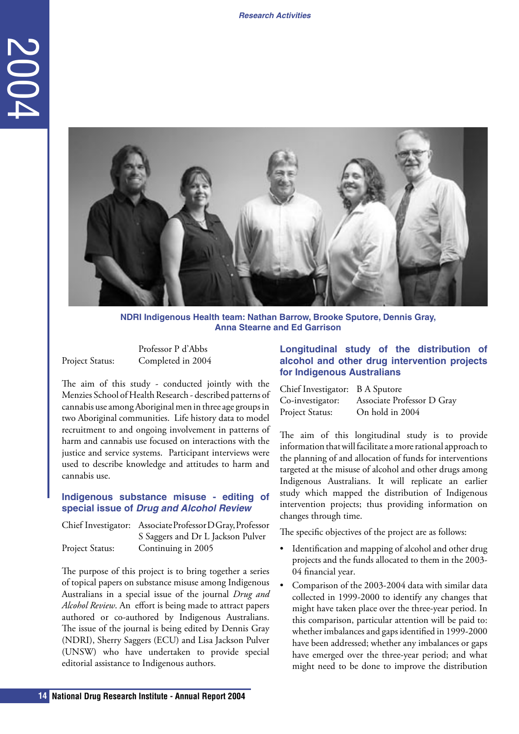NDRI Indigenous Health team: Nathan Barrow, Brooke Sputore, Dennis Gray, Anna Stearne and Ed Garrison

| | |
|---|---|
| | Professor P d'Abbs |
| Project Status: | Completed in 2004 |

The aim of this study - conducted jointly with the Menzies School of Health Research - described patterns of cannabis use among Aboriginal men in three age groups in two Aboriginal communities. Life history data to model recruitment to and ongoing involvement in patterns of harm and cannabis use focused on interactions with the justice and service systems. Participant interviews were used to describe knowledge and attitudes to harm and cannabis use.

### Indigenous substance misuse - editing of special issue of *Drug and Alcohol Review*

| | |
|---|---|
| Chief Investigator: | Associate Professor D Gray, Professor S Saggers and Dr L Jackson Pulver |
| Project Status: | Continuing in 2005 |

The purpose of this project is to bring together a series of topical papers on substance misuse among Indigenous Australians in a special issue of the journal *Drug and Alcohol Review*. An effort is being made to attract papers authored or co-authored by Indigenous Australians. The issue of the journal is being edited by Dennis Gray (NDRI), Sherry Saggers (ECU) and Lisa Jackson Pulver (UNSW) who have undertaken to provide special editorial assistance to Indigenous authors.

### Longitudinal study of the distribution of alcohol and other drug intervention projects for Indigenous Australians

| | |
|---|---|
| Chief Investigator: | B A Sputore |
| Co-investigator: | Associate Professor D Gray |
| Project Status: | On hold in 2004 |

The aim of this longitudinal study is to provide information that will facilitate a more rational approach to the planning of and allocation of funds for interventions targeted at the misuse of alcohol and other drugs among Indigenous Australians. It will replicate an earlier study which mapped the distribution of Indigenous intervention projects; thus providing information on changes through time.

The specific objectives of the project are as follows:

- Identification and mapping of alcohol and other drug projects and the funds allocated to them in the 2003-04 financial year.
- Comparison of the 2003-2004 data with similar data collected in 1999-2000 to identify any changes that might have taken place over the three-year period. In this comparison, particular attention will be paid to: whether imbalances and gaps identified in 1999-2000 have been addressed; whether any imbalances or gaps have emerged over the three-year period; and what might need to be done to improve the distribution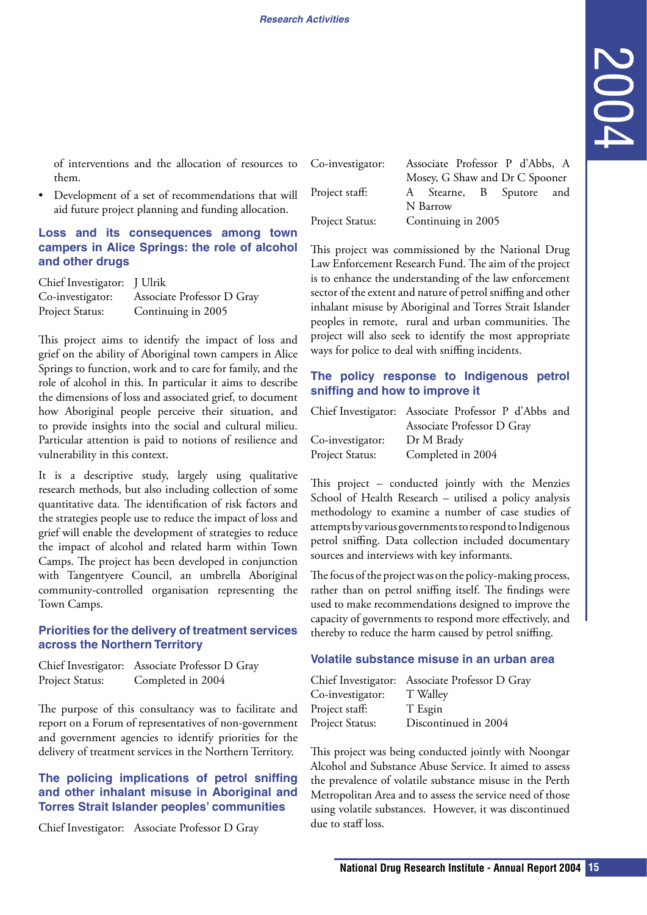of interventions and the allocation of resources to them.

- Development of a set of recommendations that will aid future project planning and funding allocation.

### Loss and its consequences among town campers in Alice Springs: the role of alcohol and other drugs

Chief Investigator: J Ulrik
Co-investigator: Associate Professor D Gray
Project Status: Continuing in 2005

This project aims to identify the impact of loss and grief on the ability of Aboriginal town campers in Alice Springs to function, work and to care for family, and the role of alcohol in this. In particular it aims to describe the dimensions of loss and associated grief, to document how Aboriginal people perceive their situation, and to provide insights into the social and cultural milieu. Particular attention is paid to notions of resilience and vulnerability in this context.

It is a descriptive study, largely using qualitative research methods, but also including collection of some quantitative data. The identification of risk factors and the strategies people use to reduce the impact of loss and grief will enable the development of strategies to reduce the impact of alcohol and related harm within Town Camps. The project has been developed in conjunction with Tangentyere Council, an umbrella Aboriginal community-controlled organisation representing the Town Camps.

### Priorities for the delivery of treatment services across the Northern Territory

Chief Investigator: Associate Professor D Gray
Project Status: Completed in 2004

The purpose of this consultancy was to facilitate and report on a Forum of representatives of non-government and government agencies to identify priorities for the delivery of treatment services in the Northern Territory.

### The policing implications of petrol sniffing and other inhalant misuse in Aboriginal and Torres Strait Islander peoples' communities

Chief Investigator: Associate Professor D Gray
Co-investigator: Associate Professor P d'Abbs, A Mosey, G Shaw and Dr C Spooner
Project staff: A Stearne, B Sputore and N Barrow
Project Status: Continuing in 2005

This project was commissioned by the National Drug Law Enforcement Research Fund. The aim of the project is to enhance the understanding of the law enforcement sector of the extent and nature of petrol sniffing and other inhalant misuse by Aboriginal and Torres Strait Islander peoples in remote, rural and urban communities. The project will also seek to identify the most appropriate ways for police to deal with sniffing incidents.

### The policy response to Indigenous petrol sniffing and how to improve it

Chief Investigator: Associate Professor P d'Abbs and Associate Professor D Gray
Co-investigator: Dr M Brady
Project Status: Completed in 2004

This project – conducted jointly with the Menzies School of Health Research – utilised a policy analysis methodology to examine a number of case studies of attempts by various governments to respond to Indigenous petrol sniffing. Data collection included documentary sources and interviews with key informants.

The focus of the project was on the policy-making process, rather than on petrol sniffing itself. The findings were used to make recommendations designed to improve the capacity of governments to respond more effectively, and thereby to reduce the harm caused by petrol sniffing.

### Volatile substance misuse in an urban area

Chief Investigator: Associate Professor D Gray
Co-investigator: T Walley
Project staff: T Esgin
Project Status: Discontinued in 2004

This project was being conducted jointly with Noongar Alcohol and Substance Abuse Service. It aimed to assess the prevalence of volatile substance misuse in the Perth Metropolitan Area and to assess the service need of those using volatile substances. However, it was discontinued due to staff loss.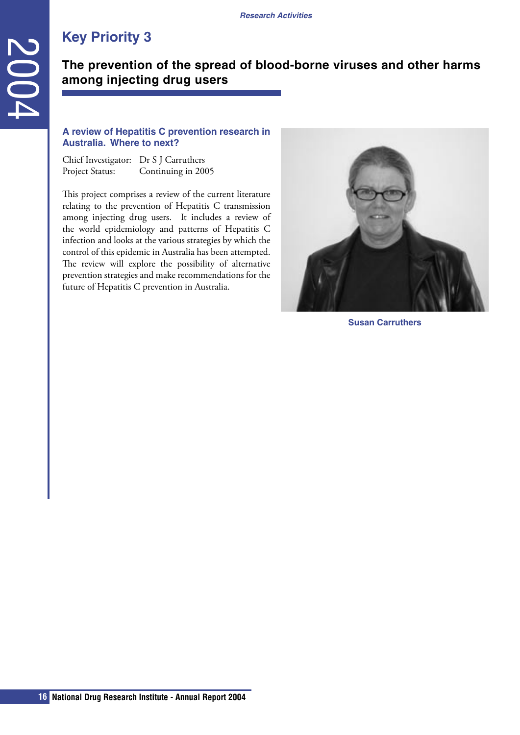# Key Priority 3

## The prevention of the spread of blood-borne viruses and other harms among injecting drug users

### A review of Hepatitis C prevention research in Australia. Where to next?

Chief Investigator: Dr S J Carruthers
Project Status: Continuing in 2005

This project comprises a review of the current literature relating to the prevention of Hepatitis C transmission among injecting drug users. It includes a review of the world epidemiology and patterns of Hepatitis C infection and looks at the various strategies by which the control of this epidemic in Australia has been attempted. The review will explore the possibility of alternative prevention strategies and make recommendations for the future of Hepatitis C prevention in Australia.

Susan Carruthers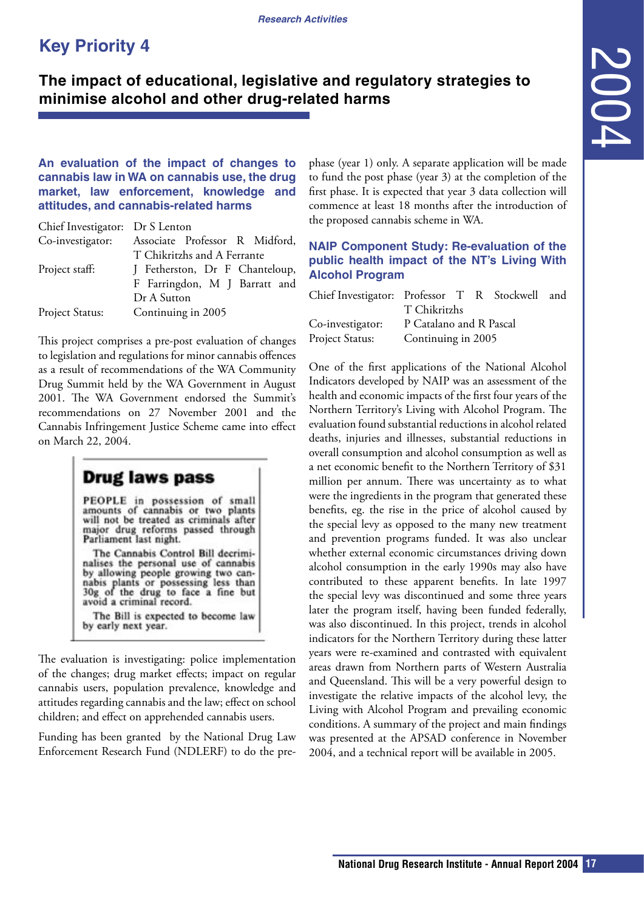# Key Priority 4

## The impact of educational, legislative and regulatory strategies to minimise alcohol and other drug-related harms

### An evaluation of the impact of changes to cannabis law in WA on cannabis use, the drug market, law enforcement, knowledge and attitudes, and cannabis-related harms

| | |
|---|---|
| Chief Investigator: | Dr S Lenton |
| Co-investigator: | Associate Professor R Midford, T Chikritzhs and A Ferrante |
| Project staff: | J Fetherston, Dr F Chanteloup, F Farringdon, M J Barratt and Dr A Sutton |
| Project Status: | Continuing in 2005 |

This project comprises a pre-post evaluation of changes to legislation and regulations for minor cannabis offences as a result of recommendations of the WA Community Drug Summit held by the WA Government in August 2001. The WA Government endorsed the Summit's recommendations on 27 November 2001 and the Cannabis Infringement Justice Scheme came into effect on March 22, 2004.

**Drug laws pass**

PEOPLE in possession of small amounts of cannabis or two plants will not be treated as criminals after major drug reforms passed through Parliament last night.

The Cannabis Control Bill decriminalises the personal use of cannabis by allowing people growing two cannabis plants or possessing less than 30g of the drug to face a fine but avoid a criminal record.

The Bill is expected to become law by early next year.

The evaluation is investigating: police implementation of the changes; drug market effects; impact on regular cannabis users, population prevalence, knowledge and attitudes regarding cannabis and the law; effect on school children; and effect on apprehended cannabis users.

Funding has been granted by the National Drug Law Enforcement Research Fund (NDLERF) to do the pre-phase (year 1) only. A separate application will be made to fund the post phase (year 3) at the completion of the first phase. It is expected that year 3 data collection will commence at least 18 months after the introduction of the proposed cannabis scheme in WA.

### NAIP Component Study: Re-evaluation of the public health impact of the NT's Living With Alcohol Program

| | |
|---|---|
| Chief Investigator: | Professor T R Stockwell and T Chikritzhs |
| Co-investigator: | P Catalano and R Pascal |
| Project Status: | Continuing in 2005 |

One of the first applications of the National Alcohol Indicators developed by NAIP was an assessment of the health and economic impacts of the first four years of the Northern Territory's Living with Alcohol Program. The evaluation found substantial reductions in alcohol related deaths, injuries and illnesses, substantial reductions in overall consumption and alcohol consumption as well as a net economic benefit to the Northern Territory of $31 million per annum. There was uncertainty as to what were the ingredients in the program that generated these benefits, eg. the rise in the price of alcohol caused by the special levy as opposed to the many new treatment and prevention programs funded. It was also unclear whether external economic circumstances driving down alcohol consumption in the early 1990s may also have contributed to these apparent benefits. In late 1997 the special levy was discontinued and some three years later the program itself, having been funded federally, was also discontinued. In this project, trends in alcohol indicators for the Northern Territory during these latter years were re-examined and contrasted with equivalent areas drawn from Northern parts of Western Australia and Queensland. This will be a very powerful design to investigate the relative impacts of the alcohol levy, the Living with Alcohol Program and prevailing economic conditions. A summary of the project and main findings was presented at the APSAD conference in November 2004, and a technical report will be available in 2005.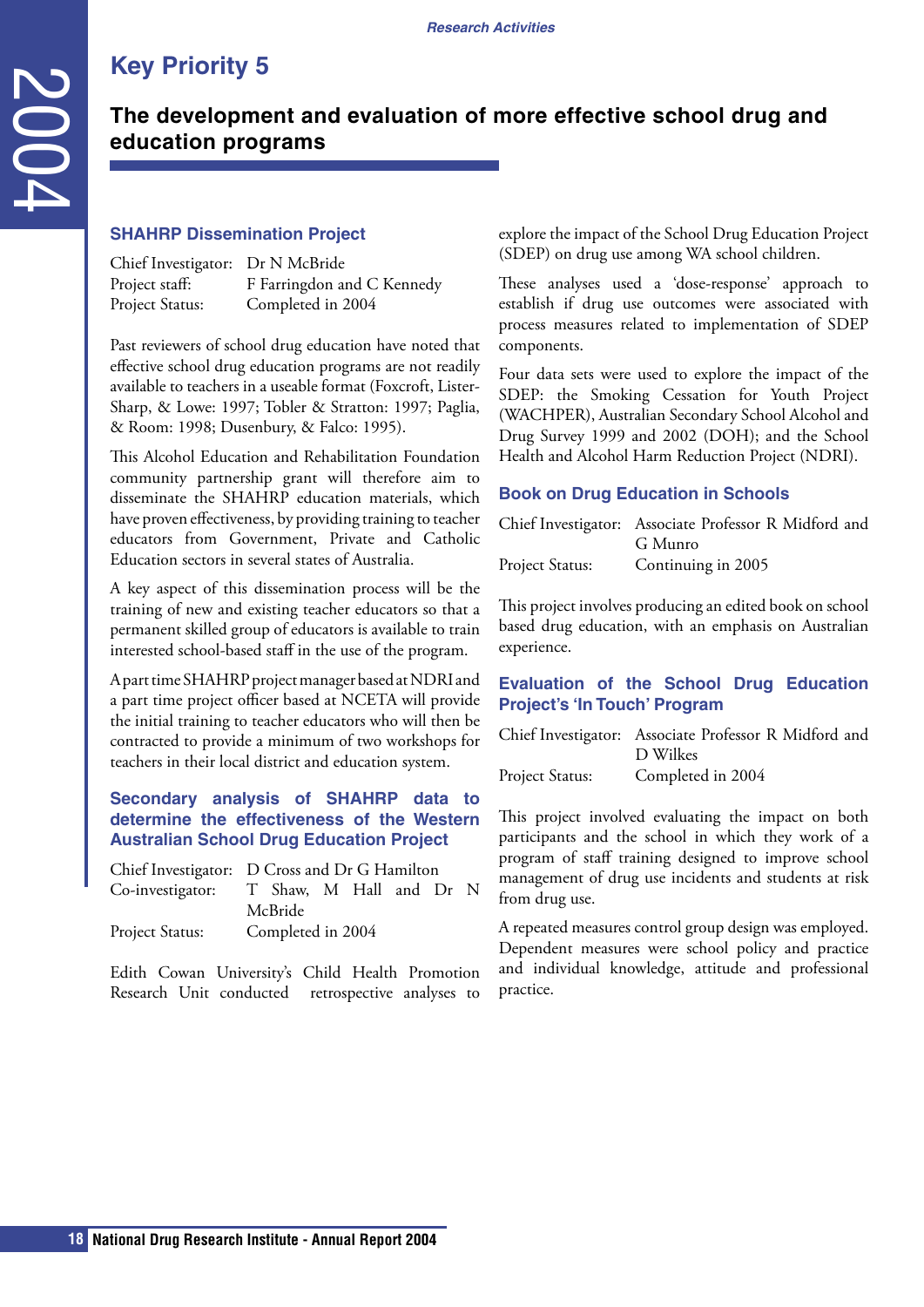## Key Priority 5

### The development and evaluation of more effective school drug and education programs

#### SHAHRP Dissemination Project

Chief Investigator: Dr N McBride
Project staff: F Farringdon and C Kennedy
Project Status: Completed in 2004

Past reviewers of school drug education have noted that effective school drug education programs are not readily available to teachers in a useable format (Foxcroft, Lister-Sharp, & Lowe: 1997; Tobler & Stratton: 1997; Paglia, & Room: 1998; Dusenbury, & Falco: 1995).

This Alcohol Education and Rehabilitation Foundation community partnership grant will therefore aim to disseminate the SHAHRP education materials, which have proven effectiveness, by providing training to teacher educators from Government, Private and Catholic Education sectors in several states of Australia.

A key aspect of this dissemination process will be the training of new and existing teacher educators so that a permanent skilled group of educators is available to train interested school-based staff in the use of the program.

A part time SHAHRP project manager based at NDRI and a part time project officer based at NCETA will provide the initial training to teacher educators who will then be contracted to provide a minimum of two workshops for teachers in their local district and education system.

#### Secondary analysis of SHAHRP data to determine the effectiveness of the Western Australian School Drug Education Project

Chief Investigator: D Cross and Dr G Hamilton
Co-investigator: T Shaw, M Hall and Dr N McBride
Project Status: Completed in 2004

Edith Cowan University's Child Health Promotion Research Unit conducted retrospective analyses to explore the impact of the School Drug Education Project (SDEP) on drug use among WA school children.

These analyses used a 'dose-response' approach to establish if drug use outcomes were associated with process measures related to implementation of SDEP components.

Four data sets were used to explore the impact of the SDEP: the Smoking Cessation for Youth Project (WACHPER), Australian Secondary School Alcohol and Drug Survey 1999 and 2002 (DOH); and the School Health and Alcohol Harm Reduction Project (NDRI).

#### Book on Drug Education in Schools

Chief Investigator: Associate Professor R Midford and G Munro
Project Status: Continuing in 2005

This project involves producing an edited book on school based drug education, with an emphasis on Australian experience.

#### Evaluation of the School Drug Education Project's 'In Touch' Program

Chief Investigator: Associate Professor R Midford and D Wilkes
Project Status: Completed in 2004

This project involved evaluating the impact on both participants and the school in which they work of a program of staff training designed to improve school management of drug use incidents and students at risk from drug use.

A repeated measures control group design was employed. Dependent measures were school policy and practice and individual knowledge, attitude and professional practice.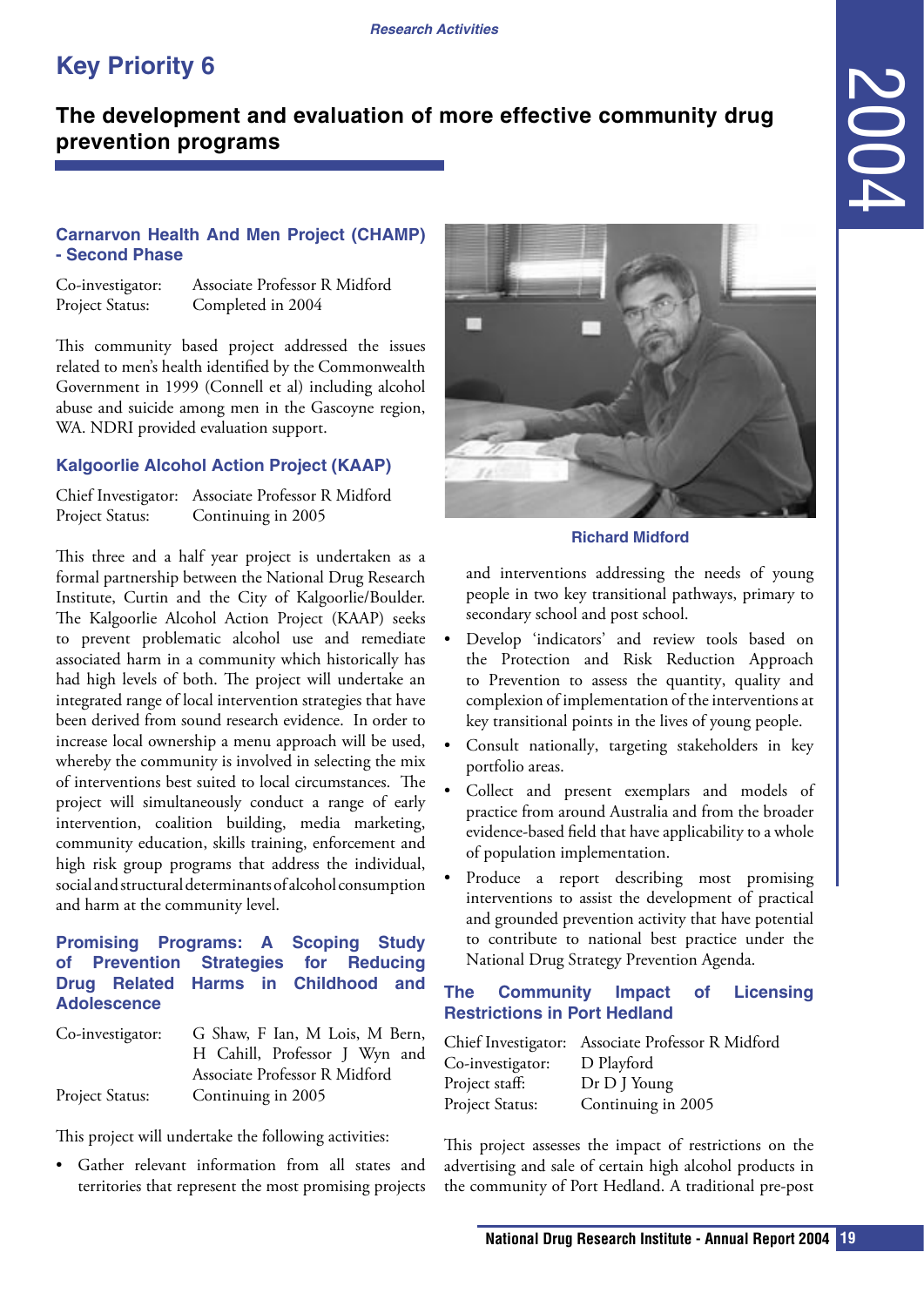# Key Priority 6

## The development and evaluation of more effective community drug prevention programs

### Carnarvon Health And Men Project (CHAMP) - Second Phase

Co-investigator: Associate Professor R Midford
Project Status: Completed in 2004

This community based project addressed the issues related to men's health identified by the Commonwealth Government in 1999 (Connell et al) including alcohol abuse and suicide among men in the Gascoyne region, WA. NDRI provided evaluation support.

### Kalgoorlie Alcohol Action Project (KAAP)

Chief Investigator: Associate Professor R Midford
Project Status: Continuing in 2005

This three and a half year project is undertaken as a formal partnership between the National Drug Research Institute, Curtin and the City of Kalgoorlie/Boulder. The Kalgoorlie Alcohol Action Project (KAAP) seeks to prevent problematic alcohol use and remediate associated harm in a community which historically has had high levels of both. The project will undertake an integrated range of local intervention strategies that have been derived from sound research evidence. In order to increase local ownership a menu approach will be used, whereby the community is involved in selecting the mix of interventions best suited to local circumstances. The project will simultaneously conduct a range of early intervention, coalition building, media marketing, community education, skills training, enforcement and high risk group programs that address the individual, social and structural determinants of alcohol consumption and harm at the community level.

### Promising Programs: A Scoping Study of Prevention Strategies for Reducing Drug Related Harms in Childhood and Adolescence

Co-investigator: G Shaw, F Ian, M Lois, M Bern, H Cahill, Professor J Wyn and Associate Professor R Midford
Project Status: Continuing in 2005

This project will undertake the following activities:

- Gather relevant information from all states and territories that represent the most promising projects and interventions addressing the needs of young people in two key transitional pathways, primary to secondary school and post school.
- Develop 'indicators' and review tools based on the Protection and Risk Reduction Approach to Prevention to assess the quantity, quality and complexion of implementation of the interventions at key transitional points in the lives of young people.
- Consult nationally, targeting stakeholders in key portfolio areas.
- Collect and present exemplars and models of practice from around Australia and from the broader evidence-based field that have applicability to a whole of population implementation.
- Produce a report describing most promising interventions to assist the development of practical and grounded prevention activity that have potential to contribute to national best practice under the National Drug Strategy Prevention Agenda.

Richard Midford

### The Community Impact of Licensing Restrictions in Port Hedland

Chief Investigator: Associate Professor R Midford
Co-investigator: D Playford
Project staff: Dr D J Young
Project Status: Continuing in 2005

This project assesses the impact of restrictions on the advertising and sale of certain high alcohol products in the community of Port Hedland. A traditional pre-post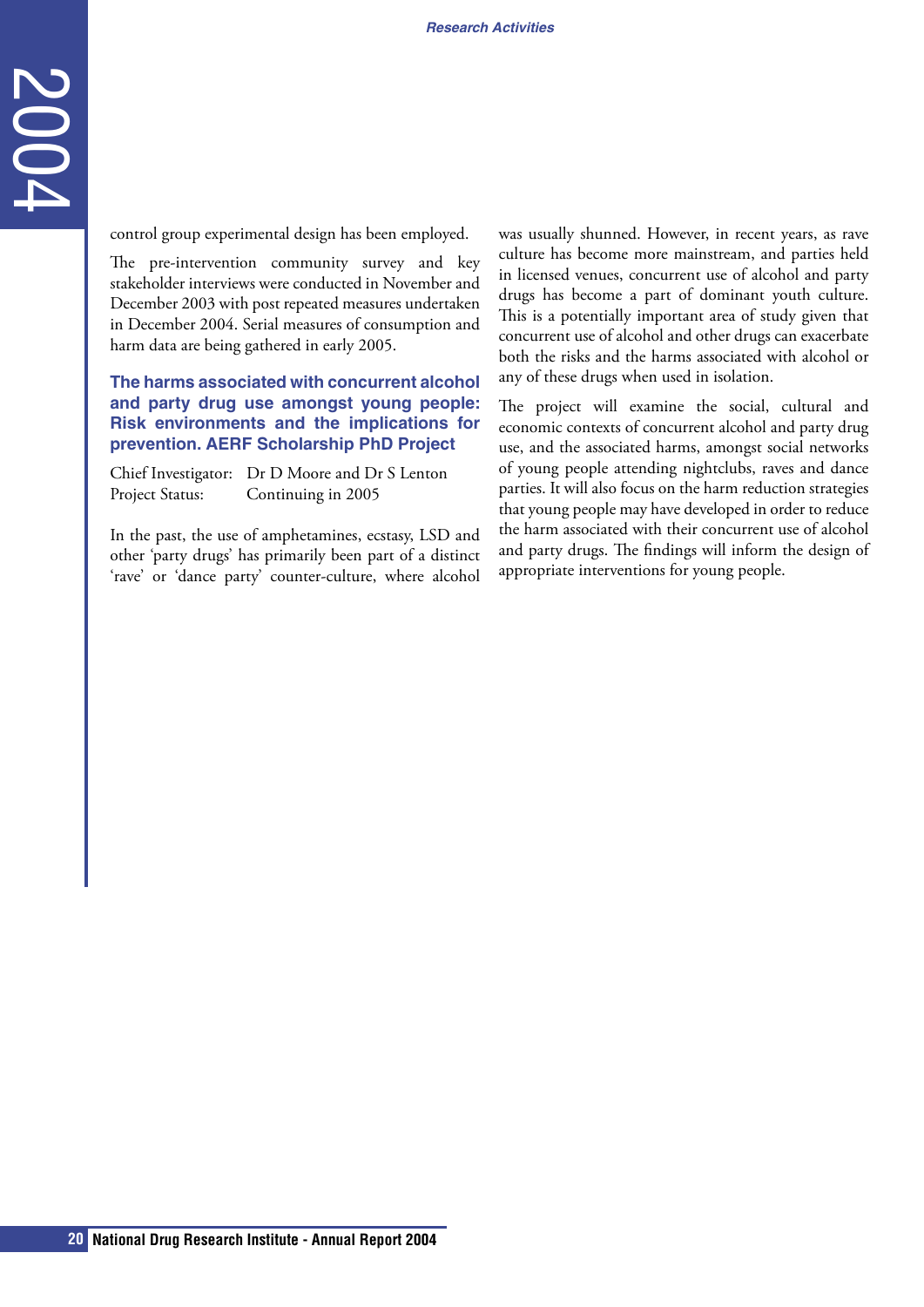control group experimental design has been employed.

The pre-intervention community survey and key stakeholder interviews were conducted in November and December 2003 with post repeated measures undertaken in December 2004. Serial measures of consumption and harm data are being gathered in early 2005.

### The harms associated with concurrent alcohol and party drug use amongst young people: Risk environments and the implications for prevention. AERF Scholarship PhD Project

Chief Investigator: Dr D Moore and Dr S Lenton
Project Status: Continuing in 2005

In the past, the use of amphetamines, ecstasy, LSD and other 'party drugs' has primarily been part of a distinct 'rave' or 'dance party' counter-culture, where alcohol was usually shunned. However, in recent years, as rave culture has become more mainstream, and parties held in licensed venues, concurrent use of alcohol and party drugs has become a part of dominant youth culture. This is a potentially important area of study given that concurrent use of alcohol and other drugs can exacerbate both the risks and the harms associated with alcohol or any of these drugs when used in isolation.

The project will examine the social, cultural and economic contexts of concurrent alcohol and party drug use, and the associated harms, amongst social networks of young people attending nightclubs, raves and dance parties. It will also focus on the harm reduction strategies that young people may have developed in order to reduce the harm associated with their concurrent use of alcohol and party drugs. The findings will inform the design of appropriate interventions for young people.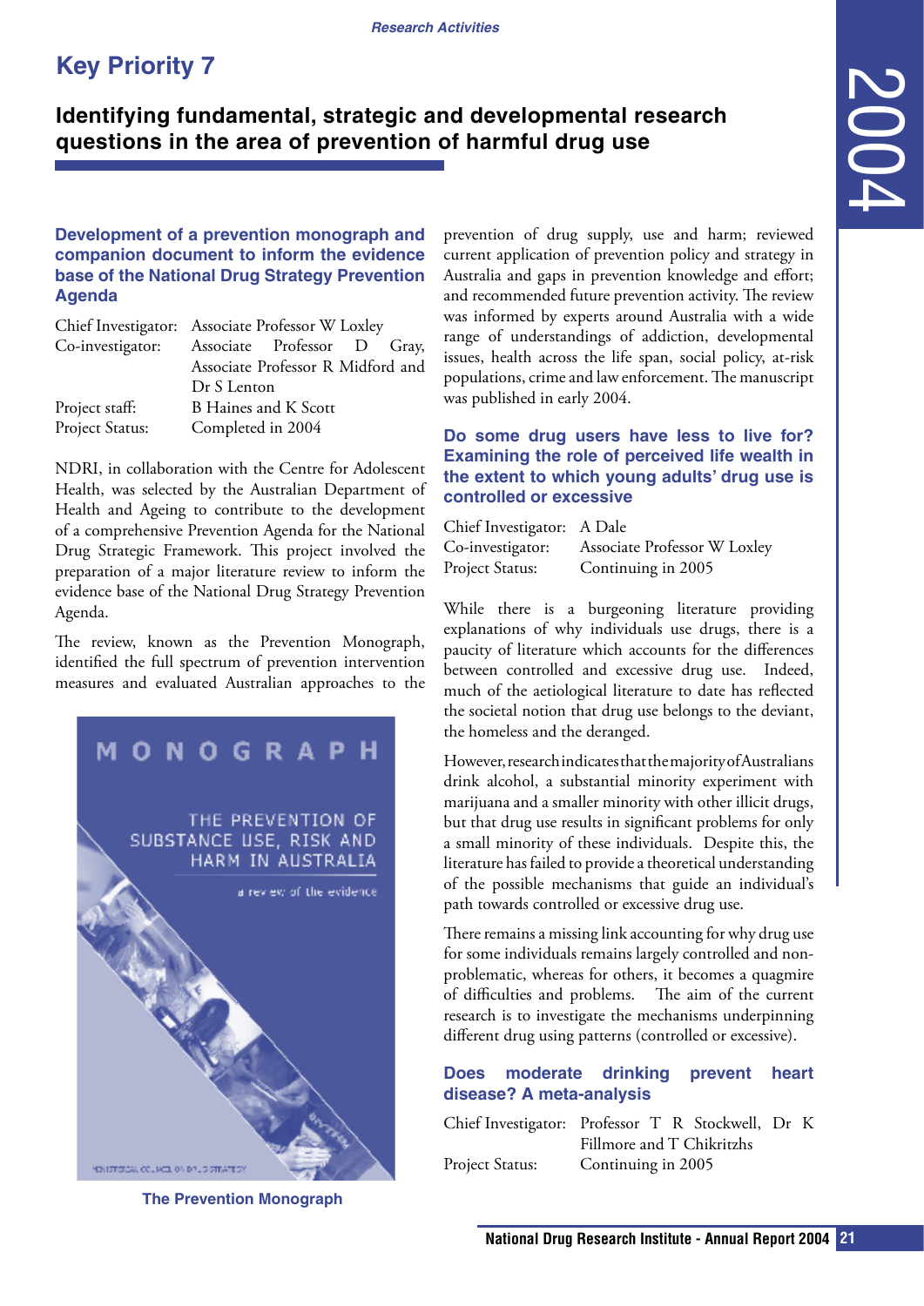# Key Priority 7

## Identifying fundamental, strategic and developmental research questions in the area of prevention of harmful drug use

### Development of a prevention monograph and companion document to inform the evidence base of the National Drug Strategy Prevention Agenda

| | |
|---|---|
| Chief Investigator: | Associate Professor W Loxley |
| Co-investigator: | Associate Professor D Gray, Associate Professor R Midford and Dr S Lenton |
| Project staff: | B Haines and K Scott |
| Project Status: | Completed in 2004 |

NDRI, in collaboration with the Centre for Adolescent Health, was selected by the Australian Department of Health and Ageing to contribute to the development of a comprehensive Prevention Agenda for the National Drug Strategic Framework. This project involved the preparation of a major literature review to inform the evidence base of the National Drug Strategy Prevention Agenda.

The review, known as the Prevention Monograph, identified the full spectrum of prevention intervention measures and evaluated Australian approaches to the prevention of drug supply, use and harm; reviewed current application of prevention policy and strategy in Australia and gaps in prevention knowledge and effort; and recommended future prevention activity. The review was informed by experts around Australia with a wide range of understandings of addiction, developmental issues, health across the life span, social policy, at-risk populations, crime and law enforcement. The manuscript was published in early 2004.

The Prevention Monograph

### Do some drug users have less to live for? Examining the role of perceived life wealth in the extent to which young adults' drug use is controlled or excessive

| | |
|---|---|
| Chief Investigator: | A Dale |
| Co-investigator: | Associate Professor W Loxley |
| Project Status: | Continuing in 2005 |

While there is a burgeoning literature providing explanations of why individuals use drugs, there is a paucity of literature which accounts for the differences between controlled and excessive drug use. Indeed, much of the aetiological literature to date has reflected the societal notion that drug use belongs to the deviant, the homeless and the deranged.

However, research indicates that the majority of Australians drink alcohol, a substantial minority experiment with marijuana and a smaller minority with other illicit drugs, but that drug use results in significant problems for only a small minority of these individuals. Despite this, the literature has failed to provide a theoretical understanding of the possible mechanisms that guide an individual's path towards controlled or excessive drug use.

There remains a missing link accounting for why drug use for some individuals remains largely controlled and non-problematic, whereas for others, it becomes a quagmire of difficulties and problems. The aim of the current research is to investigate the mechanisms underpinning different drug using patterns (controlled or excessive).

### Does moderate drinking prevent heart disease? A meta-analysis

| | |
|---|---|
| Chief Investigator: | Professor T R Stockwell, Dr K Fillmore and T Chikritzhs |
| Project Status: | Continuing in 2005 |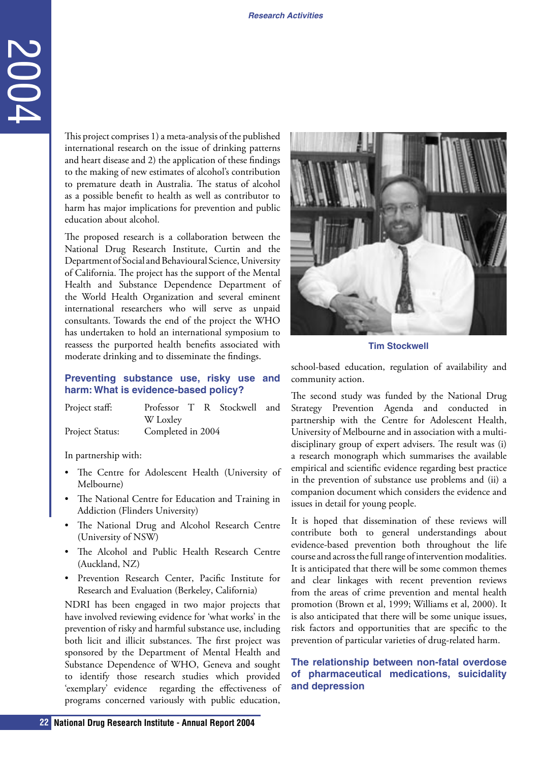This project comprises 1) a meta-analysis of the published international research on the issue of drinking patterns and heart disease and 2) the application of these findings to the making of new estimates of alcohol's contribution to premature death in Australia. The status of alcohol as a possible benefit to health as well as contributor to harm has major implications for prevention and public education about alcohol.

The proposed research is a collaboration between the National Drug Research Institute, Curtin and the Department of Social and Behavioural Science, University of California. The project has the support of the Mental Health and Substance Dependence Department of the World Health Organization and several eminent international researchers who will serve as unpaid consultants. Towards the end of the project the WHO has undertaken to hold an international symposium to reassess the purported health benefits associated with moderate drinking and to disseminate the findings.

## Preventing substance use, risky use and harm: What is evidence-based policy?

Project staff: Professor T R Stockwell and W Loxley

Project Status: Completed in 2004

In partnership with:

- The Centre for Adolescent Health (University of Melbourne)
- The National Centre for Education and Training in Addiction (Flinders University)
- The National Drug and Alcohol Research Centre (University of NSW)
- The Alcohol and Public Health Research Centre (Auckland, NZ)
- Prevention Research Center, Pacific Institute for Research and Evaluation (Berkeley, California)

NDRI has been engaged in two major projects that have involved reviewing evidence for 'what works' in the prevention of risky and harmful substance use, including both licit and illicit substances. The first project was sponsored by the Department of Mental Health and Substance Dependence of WHO, Geneva and sought to identify those research studies which provided 'exemplary' evidence regarding the effectiveness of programs concerned variously with public education, school-based education, regulation of availability and community action.

Tim Stockwell

The second study was funded by the National Drug Strategy Prevention Agenda and conducted in partnership with the Centre for Adolescent Health, University of Melbourne and in association with a multi-disciplinary group of expert advisers. The result was (i) a research monograph which summarises the available empirical and scientific evidence regarding best practice in the prevention of substance use problems and (ii) a companion document which considers the evidence and issues in detail for young people.

It is hoped that dissemination of these reviews will contribute both to general understandings about evidence-based prevention both throughout the life course and across the full range of intervention modalities. It is anticipated that there will be some common themes and clear linkages with recent prevention reviews from the areas of crime prevention and mental health promotion (Brown et al, 1999; Williams et al, 2000). It is also anticipated that there will be some unique issues, risk factors and opportunities that are specific to the prevention of particular varieties of drug-related harm.

## The relationship between non-fatal overdose of pharmaceutical medications, suicidality and depression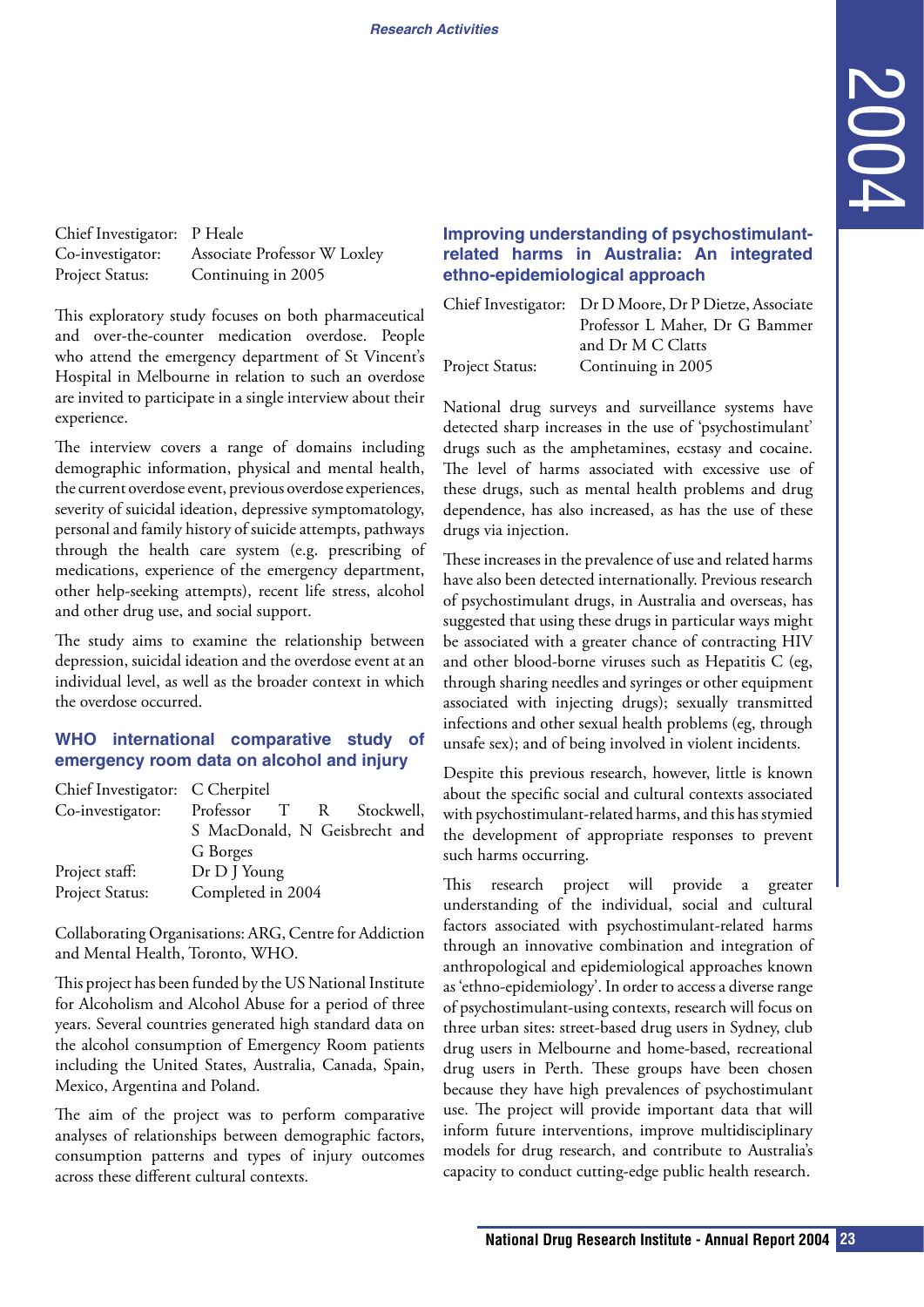Chief Investigator: P Heale
Co-investigator: Associate Professor W Loxley
Project Status: Continuing in 2005

This exploratory study focuses on both pharmaceutical and over-the-counter medication overdose. People who attend the emergency department of St Vincent's Hospital in Melbourne in relation to such an overdose are invited to participate in a single interview about their experience.

The interview covers a range of domains including demographic information, physical and mental health, the current overdose event, previous overdose experiences, severity of suicidal ideation, depressive symptomatology, personal and family history of suicide attempts, pathways through the health care system (e.g. prescribing of medications, experience of the emergency department, other help-seeking attempts), recent life stress, alcohol and other drug use, and social support.

The study aims to examine the relationship between depression, suicidal ideation and the overdose event at an individual level, as well as the broader context in which the overdose occurred.

### WHO international comparative study of emergency room data on alcohol and injury

Chief Investigator: C Cherpitel
Co-investigator: Professor T R Stockwell, S MacDonald, N Geisbrecht and G Borges
Project staff: Dr D J Young
Project Status: Completed in 2004

Collaborating Organisations: ARG, Centre for Addiction and Mental Health, Toronto, WHO.

This project has been funded by the US National Institute for Alcoholism and Alcohol Abuse for a period of three years. Several countries generated high standard data on the alcohol consumption of Emergency Room patients including the United States, Australia, Canada, Spain, Mexico, Argentina and Poland.

The aim of the project was to perform comparative analyses of relationships between demographic factors, consumption patterns and types of injury outcomes across these different cultural contexts.

### Improving understanding of psychostimulant-related harms in Australia: An integrated ethno-epidemiological approach

Chief Investigator: Dr D Moore, Dr P Dietze, Associate Professor L Maher, Dr G Bammer and Dr M C Clatts
Project Status: Continuing in 2005

National drug surveys and surveillance systems have detected sharp increases in the use of 'psychostimulant' drugs such as the amphetamines, ecstasy and cocaine. The level of harms associated with excessive use of these drugs, such as mental health problems and drug dependence, has also increased, as has the use of these drugs via injection.

These increases in the prevalence of use and related harms have also been detected internationally. Previous research of psychostimulant drugs, in Australia and overseas, has suggested that using these drugs in particular ways might be associated with a greater chance of contracting HIV and other blood-borne viruses such as Hepatitis C (eg, through sharing needles and syringes or other equipment associated with injecting drugs); sexually transmitted infections and other sexual health problems (eg, through unsafe sex); and of being involved in violent incidents.

Despite this previous research, however, little is known about the specific social and cultural contexts associated with psychostimulant-related harms, and this has stymied the development of appropriate responses to prevent such harms occurring.

This research project will provide a greater understanding of the individual, social and cultural factors associated with psychostimulant-related harms through an innovative combination and integration of anthropological and epidemiological approaches known as 'ethno-epidemiology'. In order to access a diverse range of psychostimulant-using contexts, research will focus on three urban sites: street-based drug users in Sydney, club drug users in Melbourne and home-based, recreational drug users in Perth. These groups have been chosen because they have high prevalences of psychostimulant use. The project will provide important data that will inform future interventions, improve multidisciplinary models for drug research, and contribute to Australia's capacity to conduct cutting-edge public health research.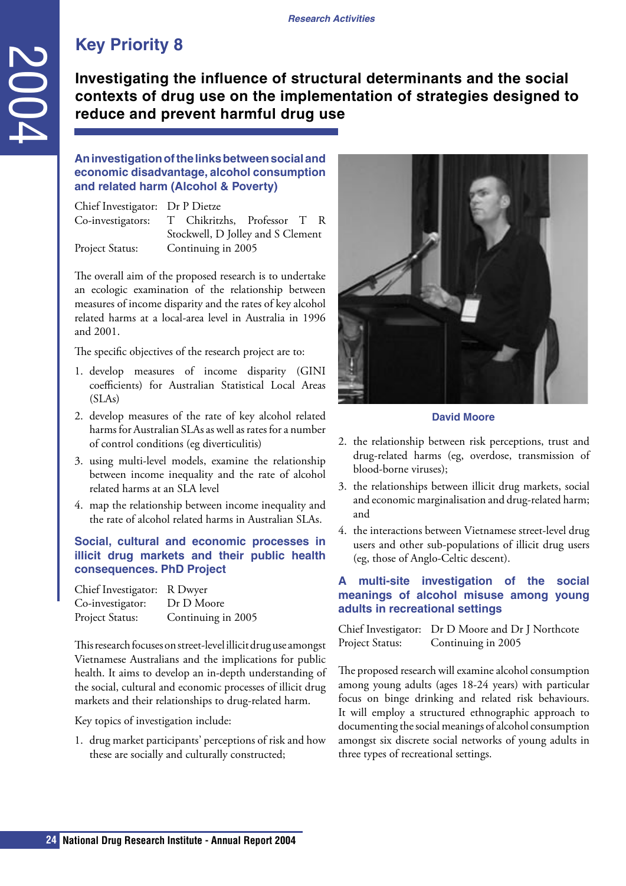## Key Priority 8

# Investigating the influence of structural determinants and the social contexts of drug use on the implementation of strategies designed to reduce and prevent harmful drug use

### An investigation of the links between social and economic disadvantage, alcohol consumption and related harm (Alcohol & Poverty)

Chief Investigator: Dr P Dietze
Co-investigators: T Chikritzhs, Professor T R Stockwell, D Jolley and S Clement
Project Status: Continuing in 2005

The overall aim of the proposed research is to undertake an ecologic examination of the relationship between measures of income disparity and the rates of key alcohol related harms at a local-area level in Australia in 1996 and 2001.

The specific objectives of the research project are to:

1. develop measures of income disparity (GINI coefficients) for Australian Statistical Local Areas (SLAs)
2. develop measures of the rate of key alcohol related harms for Australian SLAs as well as rates for a number of control conditions (eg diverticulitis)
3. using multi-level models, examine the relationship between income inequality and the rate of alcohol related harms at an SLA level
4. map the relationship between income inequality and the rate of alcohol related harms in Australian SLAs.

### Social, cultural and economic processes in illicit drug markets and their public health consequences. PhD Project

Chief Investigator: R Dwyer
Co-investigator: Dr D Moore
Project Status: Continuing in 2005

This research focuses on street-level illicit drug use amongst Vietnamese Australians and the implications for public health. It aims to develop an in-depth understanding of the social, cultural and economic processes of illicit drug markets and their relationships to drug-related harm.

Key topics of investigation include:

1. drug market participants' perceptions of risk and how these are socially and culturally constructed;
2. the relationship between risk perceptions, trust and drug-related harms (eg, overdose, transmission of blood-borne viruses);
3. the relationships between illicit drug markets, social and economic marginalisation and drug-related harm; and
4. the interactions between Vietnamese street-level drug users and other sub-populations of illicit drug users (eg, those of Anglo-Celtic descent).

David Moore

### A multi-site investigation of the social meanings of alcohol misuse among young adults in recreational settings

Chief Investigator: Dr D Moore and Dr J Northcote
Project Status: Continuing in 2005

The proposed research will examine alcohol consumption among young adults (ages 18-24 years) with particular focus on binge drinking and related risk behaviours. It will employ a structured ethnographic approach to documenting the social meanings of alcohol consumption amongst six discrete social networks of young adults in three types of recreational settings.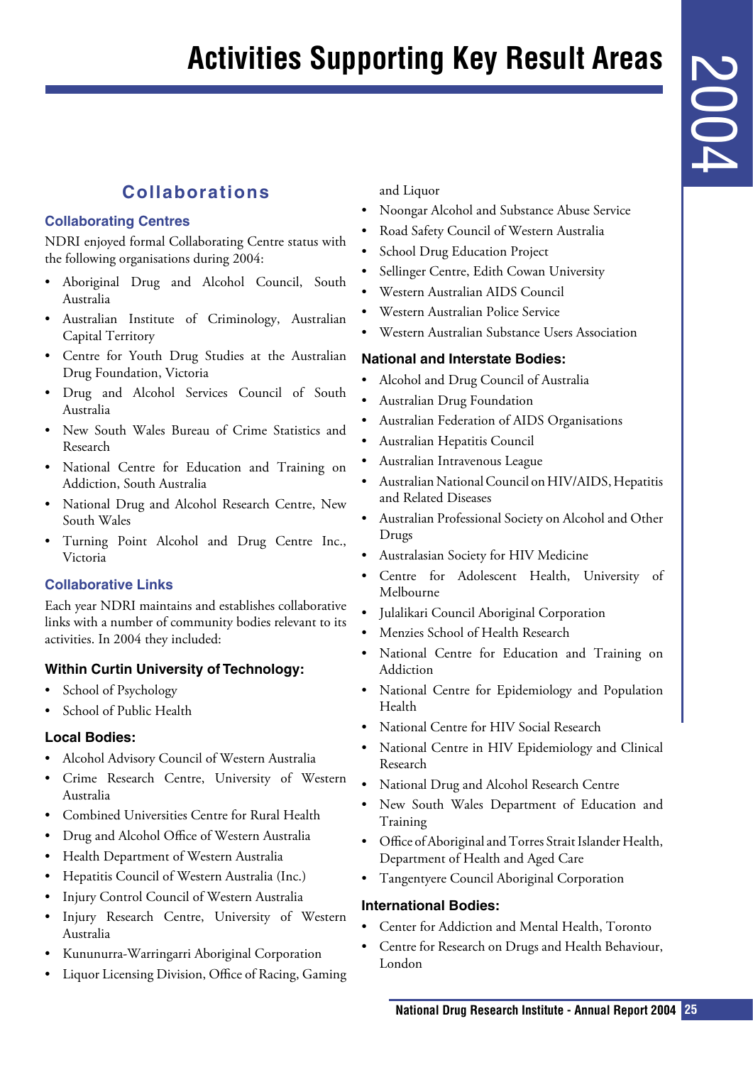# Activities Supporting Key Result Areas

## Collaborations

### Collaborating Centres

NDRI enjoyed formal Collaborating Centre status with the following organisations during 2004:

- Aboriginal Drug and Alcohol Council, South Australia
- Australian Institute of Criminology, Australian Capital Territory
- Centre for Youth Drug Studies at the Australian Drug Foundation, Victoria
- Drug and Alcohol Services Council of South Australia
- New South Wales Bureau of Crime Statistics and Research
- National Centre for Education and Training on Addiction, South Australia
- National Drug and Alcohol Research Centre, New South Wales
- Turning Point Alcohol and Drug Centre Inc., Victoria

### Collaborative Links

Each year NDRI maintains and establishes collaborative links with a number of community bodies relevant to its activities. In 2004 they included:

#### Within Curtin University of Technology:

- School of Psychology
- School of Public Health

#### Local Bodies:

- Alcohol Advisory Council of Western Australia
- Crime Research Centre, University of Western Australia
- Combined Universities Centre for Rural Health
- Drug and Alcohol Office of Western Australia
- Health Department of Western Australia
- Hepatitis Council of Western Australia (Inc.)
- Injury Control Council of Western Australia
- Injury Research Centre, University of Western Australia
- Kununurra-Warringarri Aboriginal Corporation
- Liquor Licensing Division, Office of Racing, Gaming and Liquor
- Noongar Alcohol and Substance Abuse Service
- Road Safety Council of Western Australia
- School Drug Education Project
- Sellinger Centre, Edith Cowan University
- Western Australian AIDS Council
- Western Australian Police Service
- Western Australian Substance Users Association

#### National and Interstate Bodies:

- Alcohol and Drug Council of Australia
- Australian Drug Foundation
- Australian Federation of AIDS Organisations
- Australian Hepatitis Council
- Australian Intravenous League
- Australian National Council on HIV/AIDS, Hepatitis and Related Diseases
- Australian Professional Society on Alcohol and Other Drugs
- Australasian Society for HIV Medicine
- Centre for Adolescent Health, University of Melbourne
- Julalikari Council Aboriginal Corporation
- Menzies School of Health Research
- National Centre for Education and Training on Addiction
- National Centre for Epidemiology and Population Health
- National Centre for HIV Social Research
- National Centre in HIV Epidemiology and Clinical Research
- National Drug and Alcohol Research Centre
- New South Wales Department of Education and Training
- Office of Aboriginal and Torres Strait Islander Health, Department of Health and Aged Care
- Tangentyere Council Aboriginal Corporation

#### International Bodies:

- Center for Addiction and Mental Health, Toronto
- Centre for Research on Drugs and Health Behaviour, London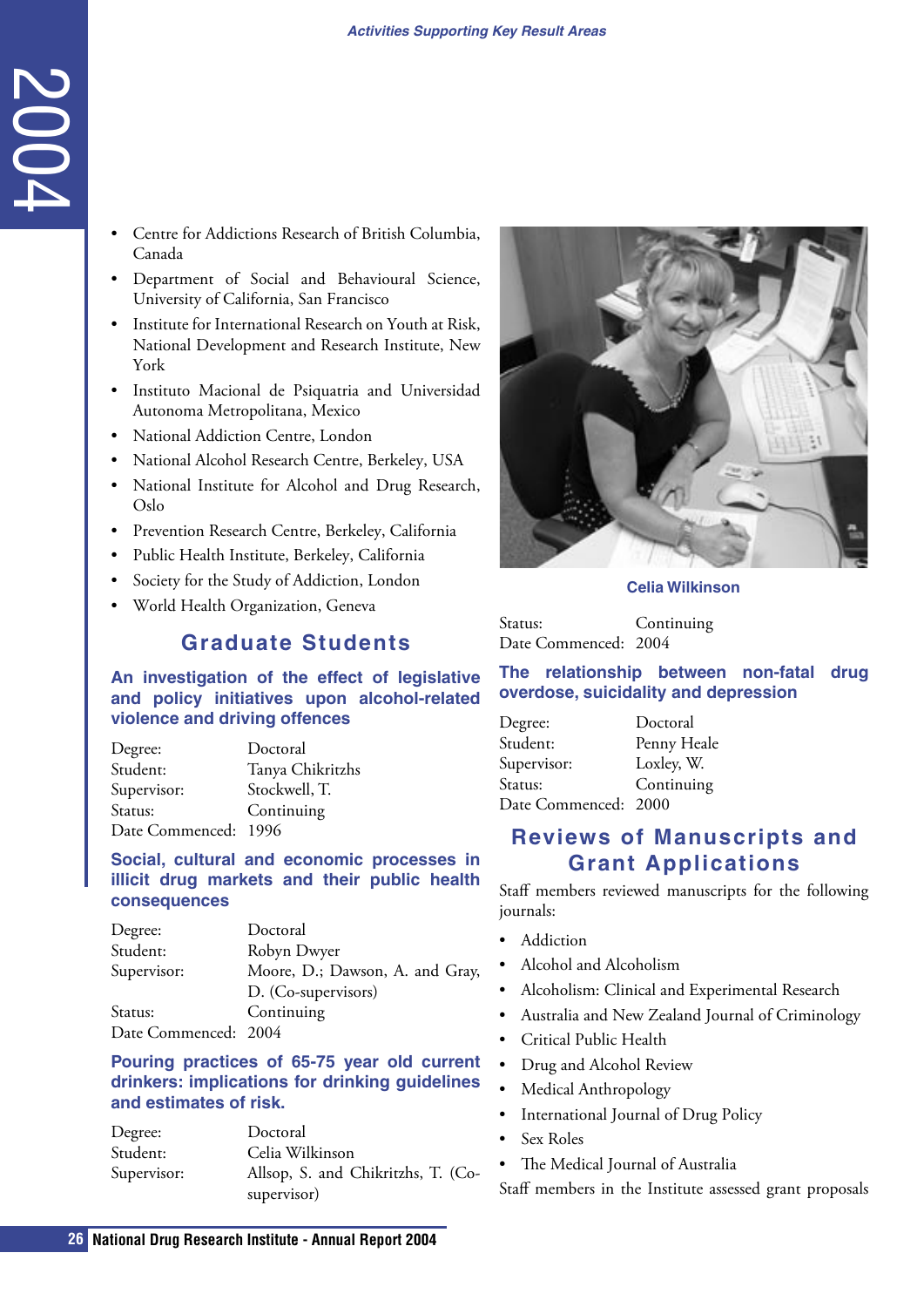- Centre for Addictions Research of British Columbia, Canada
- Department of Social and Behavioural Science, University of California, San Francisco
- Institute for International Research on Youth at Risk, National Development and Research Institute, New York
- Instituto Macional de Psiquatria and Universidad Autonoma Metropolitana, Mexico
- National Addiction Centre, London
- National Alcohol Research Centre, Berkeley, USA
- National Institute for Alcohol and Drug Research, Oslo
- Prevention Research Centre, Berkeley, California
- Public Health Institute, Berkeley, California
- Society for the Study of Addiction, London
- World Health Organization, Geneva

## Graduate Students

### An investigation of the effect of legislative and policy initiatives upon alcohol-related violence and driving offences

Degree: Doctoral
Student: Tanya Chikritzhs
Supervisor: Stockwell, T.
Status: Continuing
Date Commenced: 1996

### Social, cultural and economic processes in illicit drug markets and their public health consequences

Degree: Doctoral
Student: Robyn Dwyer
Supervisor: Moore, D.; Dawson, A. and Gray, D. (Co-supervisors)
Status: Continuing
Date Commenced: 2004

### Pouring practices of 65-75 year old current drinkers: implications for drinking guidelines and estimates of risk.

Degree: Doctoral
Student: Celia Wilkinson
Supervisor: Allsop, S. and Chikritzhs, T. (Co-supervisor)

Celia Wilkinson

Status: Continuing
Date Commenced: 2004

### The relationship between non-fatal drug overdose, suicidality and depression

Degree: Doctoral
Student: Penny Heale
Supervisor: Loxley, W.
Status: Continuing
Date Commenced: 2000

## Reviews of Manuscripts and Grant Applications

Staff members reviewed manuscripts for the following journals:

- Addiction
- Alcohol and Alcoholism
- Alcoholism: Clinical and Experimental Research
- Australia and New Zealand Journal of Criminology
- Critical Public Health
- Drug and Alcohol Review
- Medical Anthropology
- International Journal of Drug Policy
- Sex Roles
- The Medical Journal of Australia

Staff members in the Institute assessed grant proposals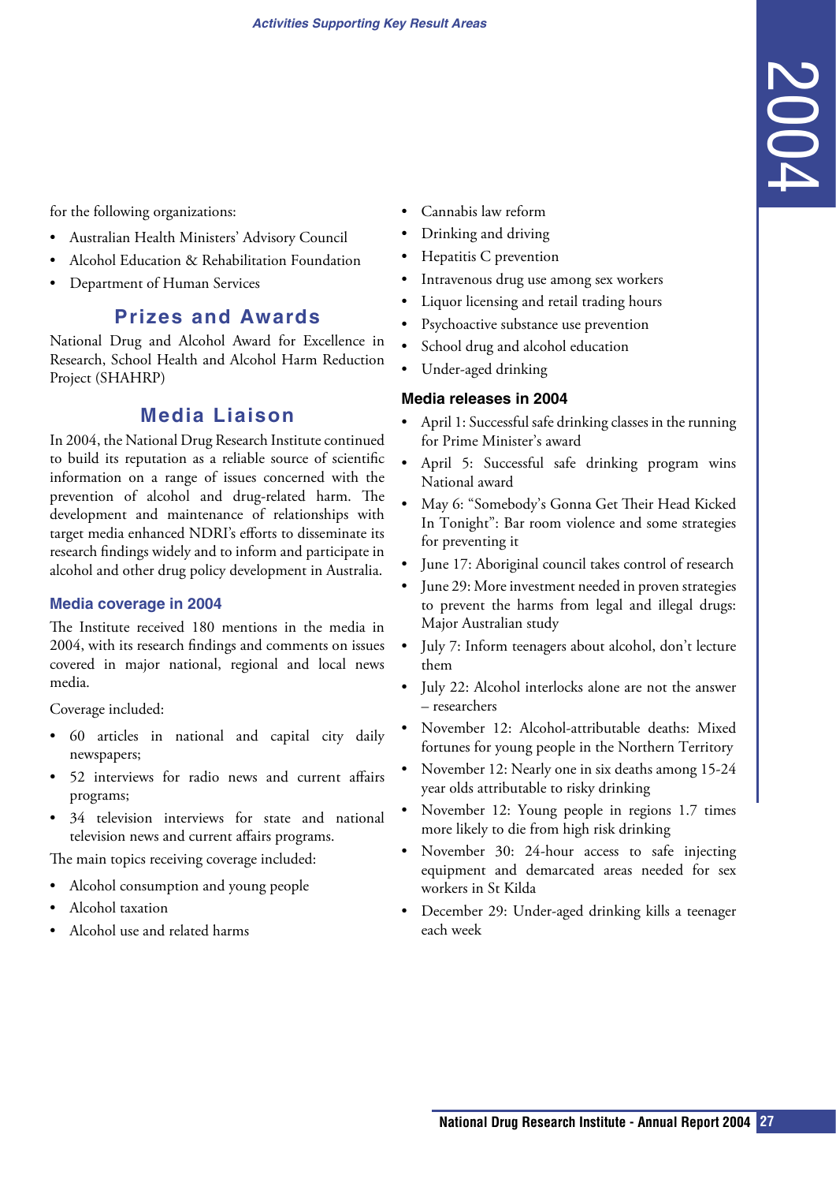for the following organizations:

- Australian Health Ministers' Advisory Council
- Alcohol Education & Rehabilitation Foundation
- Department of Human Services

## Prizes and Awards

National Drug and Alcohol Award for Excellence in Research, School Health and Alcohol Harm Reduction Project (SHAHRP)

## Media Liaison

In 2004, the National Drug Research Institute continued to build its reputation as a reliable source of scientific information on a range of issues concerned with the prevention of alcohol and drug-related harm. The development and maintenance of relationships with target media enhanced NDRI's efforts to disseminate its research findings widely and to inform and participate in alcohol and other drug policy development in Australia.

### Media coverage in 2004

The Institute received 180 mentions in the media in 2004, with its research findings and comments on issues covered in major national, regional and local news media.

Coverage included:

- 60 articles in national and capital city daily newspapers;
- 52 interviews for radio news and current affairs programs;
- 34 television interviews for state and national television news and current affairs programs.

The main topics receiving coverage included:

- Alcohol consumption and young people
- Alcohol taxation
- Alcohol use and related harms
- Cannabis law reform
- Drinking and driving
- Hepatitis C prevention
- Intravenous drug use among sex workers
- Liquor licensing and retail trading hours
- Psychoactive substance use prevention
- School drug and alcohol education
- Under-aged drinking

### Media releases in 2004

- April 1: Successful safe drinking classes in the running for Prime Minister's award
- April 5: Successful safe drinking program wins National award
- May 6: "Somebody's Gonna Get Their Head Kicked In Tonight": Bar room violence and some strategies for preventing it
- June 17: Aboriginal council takes control of research
- June 29: More investment needed in proven strategies to prevent the harms from legal and illegal drugs: Major Australian study
- July 7: Inform teenagers about alcohol, don't lecture them
- July 22: Alcohol interlocks alone are not the answer – researchers
- November 12: Alcohol-attributable deaths: Mixed fortunes for young people in the Northern Territory
- November 12: Nearly one in six deaths among 15-24 year olds attributable to risky drinking
- November 12: Young people in regions 1.7 times more likely to die from high risk drinking
- November 30: 24-hour access to safe injecting equipment and demarcated areas needed for sex workers in St Kilda
- December 29: Under-aged drinking kills a teenager each week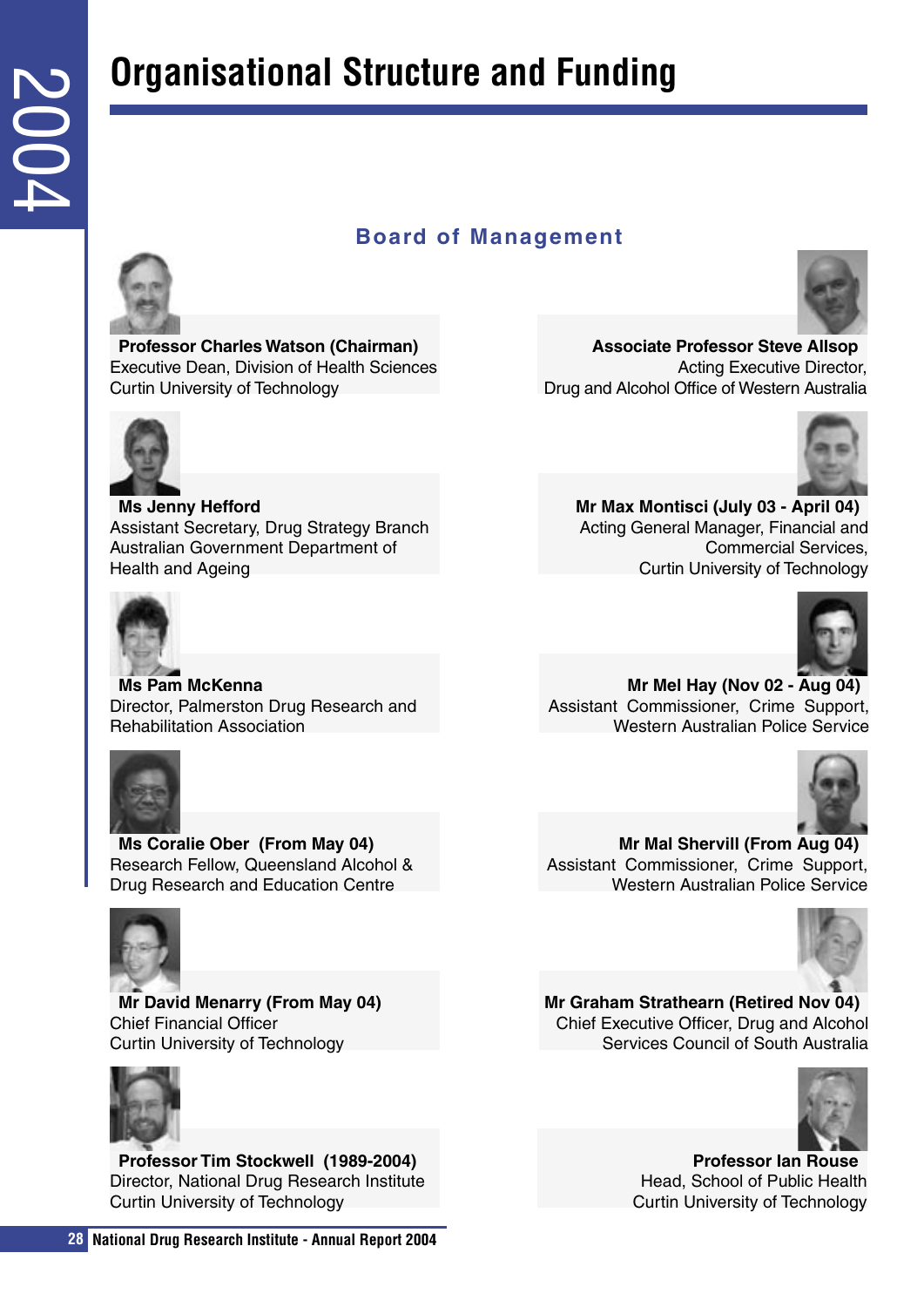# Organisational Structure and Funding

## Board of Management

**Professor Charles Watson (Chairman)**
Executive Dean, Division of Health Sciences
Curtin University of Technology

**Ms Jenny Hefford**
Assistant Secretary, Drug Strategy Branch
Australian Government Department of Health and Ageing

**Ms Pam McKenna**
Director, Palmerston Drug Research and Rehabilitation Association

**Ms Coralie Ober (From May 04)**
Research Fellow, Queensland Alcohol & Drug Research and Education Centre

**Mr David Menarry (From May 04)**
Chief Financial Officer
Curtin University of Technology

**Professor Tim Stockwell (1989-2004)**
Director, National Drug Research Institute
Curtin University of Technology

**Associate Professor Steve Allsop**
Acting Executive Director,
Drug and Alcohol Office of Western Australia

**Mr Max Montisci (July 03 - April 04)**
Acting General Manager, Financial and Commercial Services,
Curtin University of Technology

**Mr Mel Hay (Nov 02 - Aug 04)**
Assistant Commissioner, Crime Support,
Western Australian Police Service

**Mr Mal Shervill (From Aug 04)**
Assistant Commissioner, Crime Support,
Western Australian Police Service

**Mr Graham Strathearn (Retired Nov 04)**
Chief Executive Officer, Drug and Alcohol Services Council of South Australia

**Professor Ian Rouse**
Head, School of Public Health
Curtin University of Technology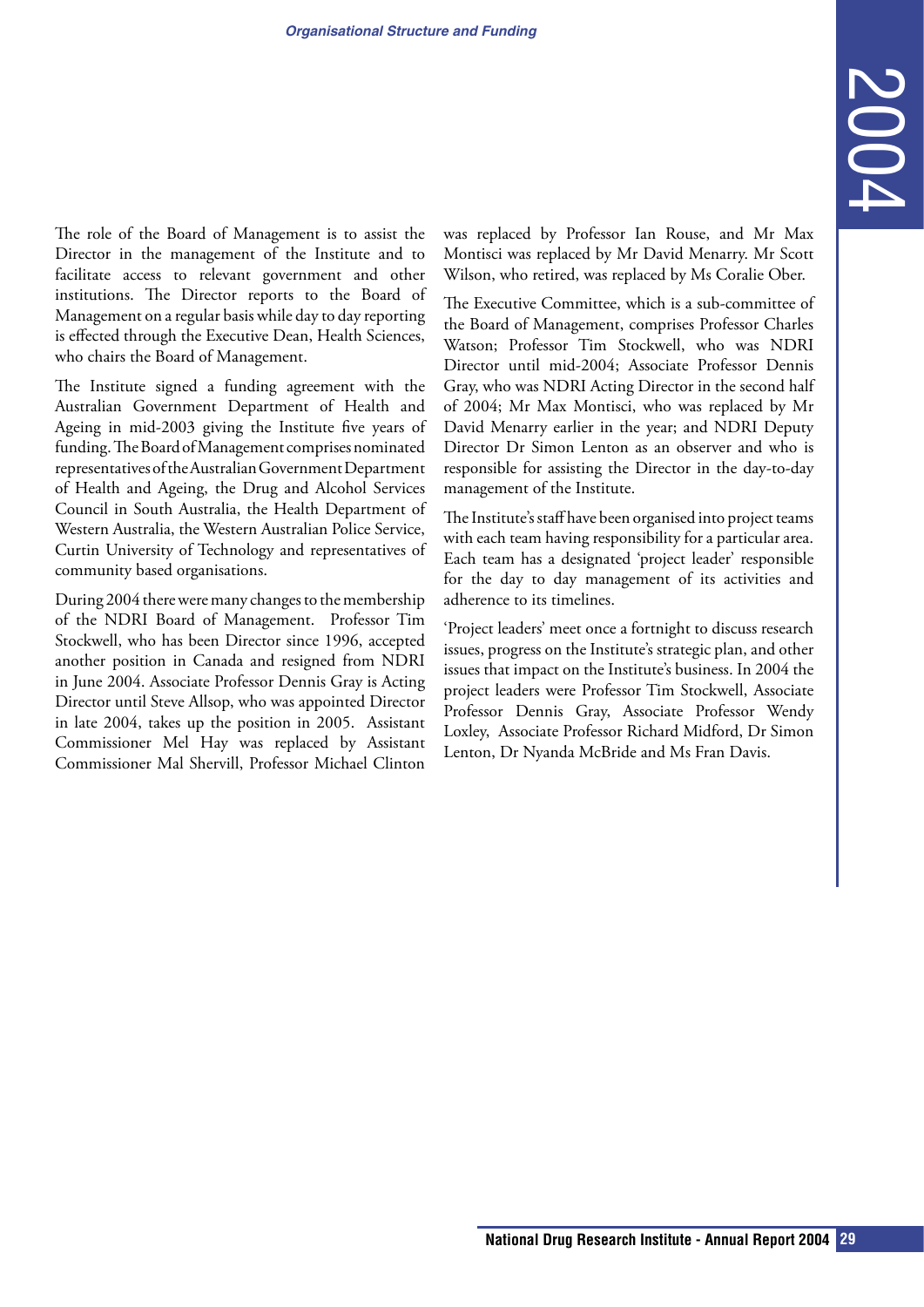The role of the Board of Management is to assist the Director in the management of the Institute and to facilitate access to relevant government and other institutions. The Director reports to the Board of Management on a regular basis while day to day reporting is effected through the Executive Dean, Health Sciences, who chairs the Board of Management.

The Institute signed a funding agreement with the Australian Government Department of Health and Ageing in mid-2003 giving the Institute five years of funding. The Board of Management comprises nominated representatives of the Australian Government Department of Health and Ageing, the Drug and Alcohol Services Council in South Australia, the Health Department of Western Australia, the Western Australian Police Service, Curtin University of Technology and representatives of community based organisations.

During 2004 there were many changes to the membership of the NDRI Board of Management. Professor Tim Stockwell, who has been Director since 1996, accepted another position in Canada and resigned from NDRI in June 2004. Associate Professor Dennis Gray is Acting Director until Steve Allsop, who was appointed Director in late 2004, takes up the position in 2005. Assistant Commissioner Mel Hay was replaced by Assistant Commissioner Mal Shervill, Professor Michael Clinton was replaced by Professor Ian Rouse, and Mr Max Montisci was replaced by Mr David Menarry. Mr Scott Wilson, who retired, was replaced by Ms Coralie Ober.

The Executive Committee, which is a sub-committee of the Board of Management, comprises Professor Charles Watson; Professor Tim Stockwell, who was NDRI Director until mid-2004; Associate Professor Dennis Gray, who was NDRI Acting Director in the second half of 2004; Mr Max Montisci, who was replaced by Mr David Menarry earlier in the year; and NDRI Deputy Director Dr Simon Lenton as an observer and who is responsible for assisting the Director in the day-to-day management of the Institute.

The Institute's staff have been organised into project teams with each team having responsibility for a particular area. Each team has a designated 'project leader' responsible for the day to day management of its activities and adherence to its timelines.

'Project leaders' meet once a fortnight to discuss research issues, progress on the Institute's strategic plan, and other issues that impact on the Institute's business. In 2004 the project leaders were Professor Tim Stockwell, Associate Professor Dennis Gray, Associate Professor Wendy Loxley, Associate Professor Richard Midford, Dr Simon Lenton, Dr Nyanda McBride and Ms Fran Davis.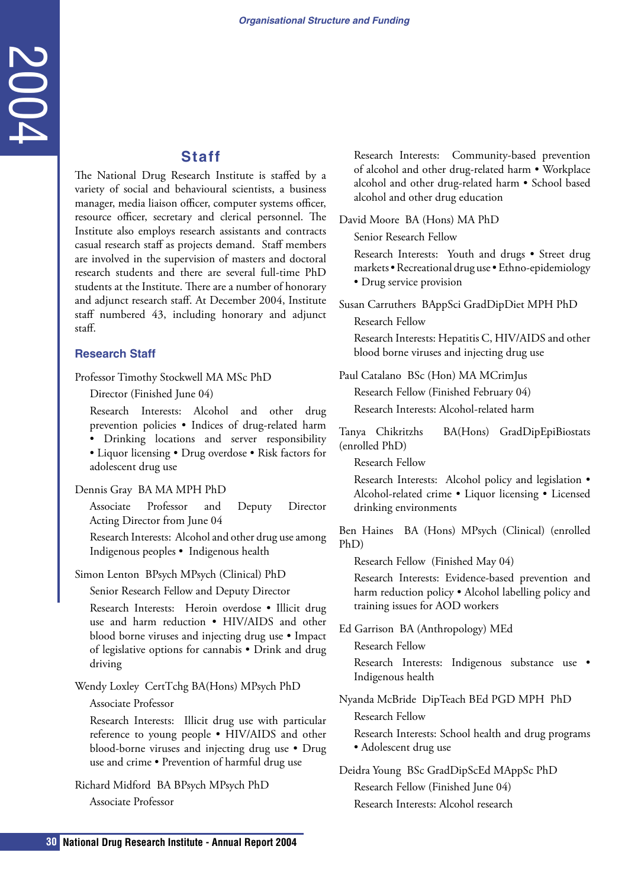## Staff

The National Drug Research Institute is staffed by a variety of social and behavioural scientists, a business manager, media liaison officer, computer systems officer, resource officer, secretary and clerical personnel. The Institute also employs research assistants and contracts casual research staff as projects demand. Staff members are involved in the supervision of masters and doctoral research students and there are several full-time PhD students at the Institute. There are a number of honorary and adjunct research staff. At December 2004, Institute staff numbered 43, including honorary and adjunct staff.

### Research Staff

Professor Timothy Stockwell MA MSc PhD

Director (Finished June 04)

Research Interests: Alcohol and other drug prevention policies • Indices of drug-related harm • Drinking locations and server responsibility • Liquor licensing • Drug overdose • Risk factors for adolescent drug use

Dennis Gray BA MA MPH PhD

Associate Professor and Deputy Director Acting Director from June 04

Research Interests: Alcohol and other drug use among Indigenous peoples • Indigenous health

Simon Lenton BPsych MPsych (Clinical) PhD

Senior Research Fellow and Deputy Director

Research Interests: Heroin overdose • Illicit drug use and harm reduction • HIV/AIDS and other blood borne viruses and injecting drug use • Impact of legislative options for cannabis • Drink and drug driving

Wendy Loxley CertTchg BA(Hons) MPsych PhD

Associate Professor

Research Interests: Illicit drug use with particular reference to young people • HIV/AIDS and other blood-borne viruses and injecting drug use • Drug use and crime • Prevention of harmful drug use

Richard Midford BA BPsych MPsych PhD

Associate Professor

Research Interests: Community-based prevention of alcohol and other drug-related harm • Workplace alcohol and other drug-related harm • School based alcohol and other drug education

David Moore BA (Hons) MA PhD

Senior Research Fellow

Research Interests: Youth and drugs • Street drug markets • Recreational drug use • Ethno-epidemiology • Drug service provision

Susan Carruthers BAppSci GradDipDiet MPH PhD

Research Fellow

Research Interests: Hepatitis C, HIV/AIDS and other blood borne viruses and injecting drug use

Paul Catalano BSc (Hon) MA MCrimJus

Research Fellow (Finished February 04)

Research Interests: Alcohol-related harm

Tanya Chikritzhs BA(Hons) GradDipEpiBiostats (enrolled PhD)

Research Fellow

Research Interests: Alcohol policy and legislation • Alcohol-related crime • Liquor licensing • Licensed drinking environments

Ben Haines BA (Hons) MPsych (Clinical) (enrolled PhD)

Research Fellow (Finished May 04)

Research Interests: Evidence-based prevention and harm reduction policy • Alcohol labelling policy and training issues for AOD workers

Ed Garrison BA (Anthropology) MEd

Research Fellow

Research Interests: Indigenous substance use • Indigenous health

Nyanda McBride DipTeach BEd PGD MPH PhD

Research Fellow

Research Interests: School health and drug programs • Adolescent drug use

Deidra Young BSc GradDipScEd MAppSc PhD

Research Fellow (Finished June 04)

Research Interests: Alcohol research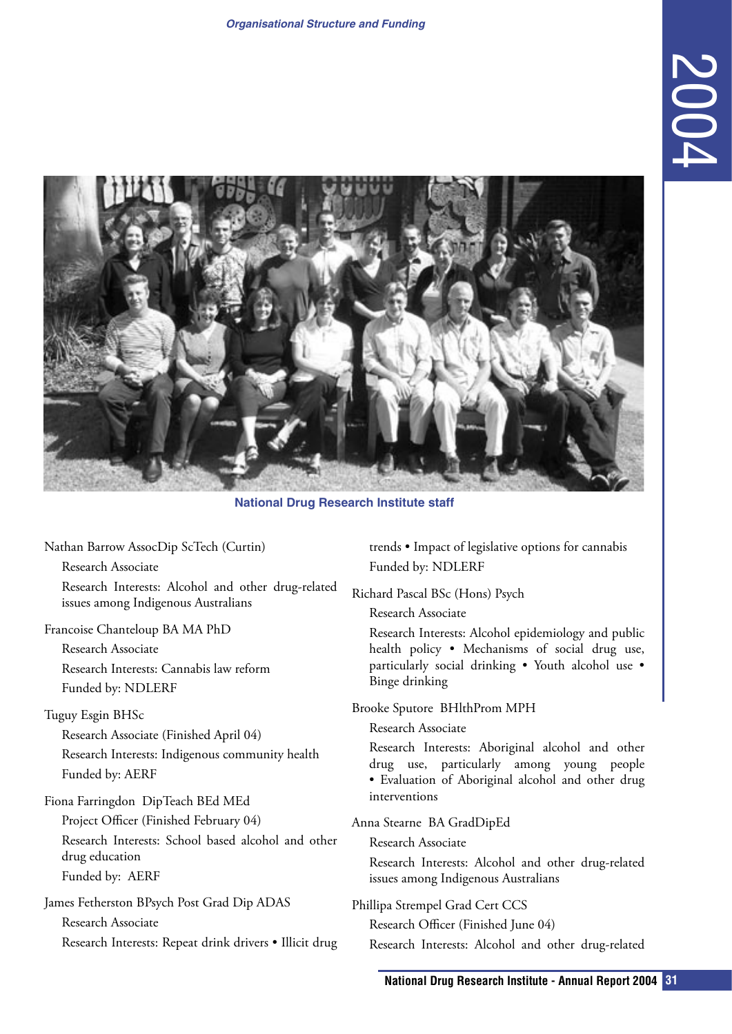National Drug Research Institute staff

Nathan Barrow AssocDip ScTech (Curtin)

Research Associate

Research Interests: Alcohol and other drug-related issues among Indigenous Australians

Francoise Chanteloup BA MA PhD

Research Associate

Research Interests: Cannabis law reform

Funded by: NDLERF

Tuguy Esgin BHSc

Research Associate (Finished April 04)

Research Interests: Indigenous community health

Funded by: AERF

Fiona Farringdon DipTeach BEd MEd

Project Officer (Finished February 04)

Research Interests: School based alcohol and other drug education

Funded by: AERF

James Fetherston BPsych Post Grad Dip ADAS

Research Associate

Research Interests: Repeat drink drivers • Illicit drug trends • Impact of legislative options for cannabis

Funded by: NDLERF

Richard Pascal BSc (Hons) Psych

Research Associate

Research Interests: Alcohol epidemiology and public health policy • Mechanisms of social drug use, particularly social drinking • Youth alcohol use • Binge drinking

Brooke Sputore BHlthProm MPH

Research Associate

Research Interests: Aboriginal alcohol and other drug use, particularly among young people • Evaluation of Aboriginal alcohol and other drug interventions

Anna Stearne BA GradDipEd

Research Associate

Research Interests: Alcohol and other drug-related issues among Indigenous Australians

Phillipa Strempel Grad Cert CCS

Research Officer (Finished June 04)

Research Interests: Alcohol and other drug-related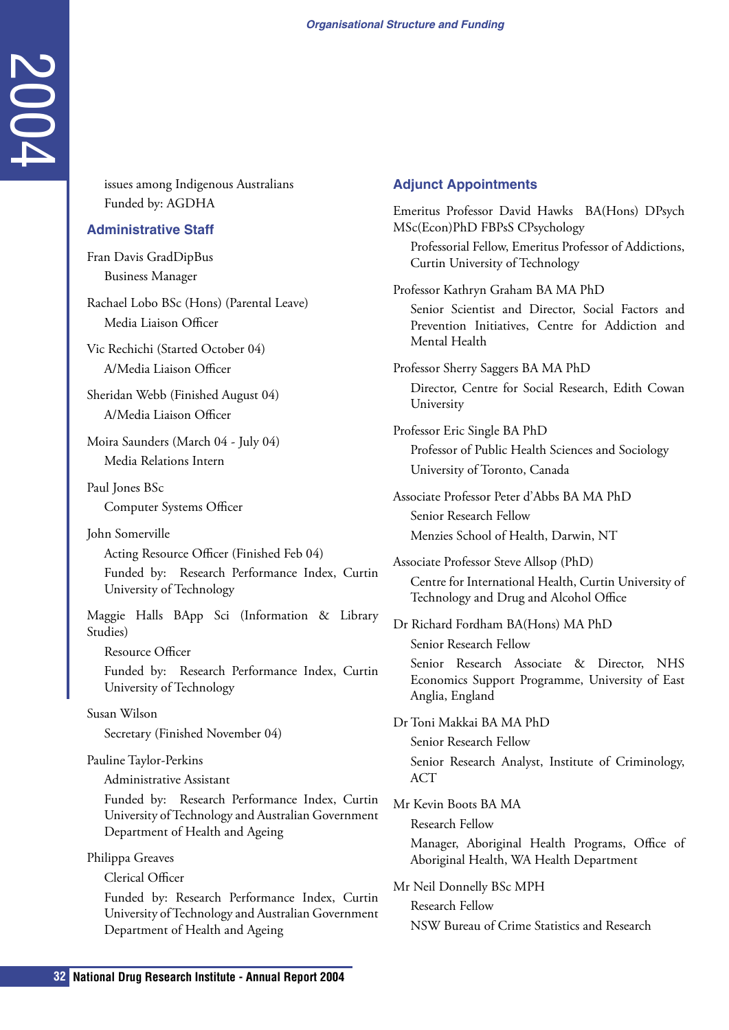issues among Indigenous Australians
Funded by: AGDHA

## Administrative Staff

Fran Davis GradDipBus
Business Manager

Rachael Lobo BSc (Hons) (Parental Leave)
Media Liaison Officer

Vic Rechichi (Started October 04)
A/Media Liaison Officer

Sheridan Webb (Finished August 04)
A/Media Liaison Officer

Moira Saunders (March 04 - July 04)
Media Relations Intern

Paul Jones BSc
Computer Systems Officer

John Somerville
Acting Resource Officer (Finished Feb 04)
Funded by: Research Performance Index, Curtin University of Technology

Maggie Halls BApp Sci (Information & Library Studies)
Resource Officer
Funded by: Research Performance Index, Curtin University of Technology

Susan Wilson
Secretary (Finished November 04)

Pauline Taylor-Perkins
Administrative Assistant
Funded by: Research Performance Index, Curtin University of Technology and Australian Government Department of Health and Ageing

Philippa Greaves
Clerical Officer
Funded by: Research Performance Index, Curtin University of Technology and Australian Government Department of Health and Ageing

## Adjunct Appointments

Emeritus Professor David Hawks BA(Hons) DPsych MSc(Econ)PhD FBPsS CPsychology
Professorial Fellow, Emeritus Professor of Addictions, Curtin University of Technology

Professor Kathryn Graham BA MA PhD
Senior Scientist and Director, Social Factors and Prevention Initiatives, Centre for Addiction and Mental Health

Professor Sherry Saggers BA MA PhD
Director, Centre for Social Research, Edith Cowan University

Professor Eric Single BA PhD
Professor of Public Health Sciences and Sociology
University of Toronto, Canada

Associate Professor Peter d'Abbs BA MA PhD
Senior Research Fellow
Menzies School of Health, Darwin, NT

Associate Professor Steve Allsop (PhD)
Centre for International Health, Curtin University of Technology and Drug and Alcohol Office

Dr Richard Fordham BA(Hons) MA PhD
Senior Research Fellow
Senior Research Associate & Director, NHS Economics Support Programme, University of East Anglia, England

Dr Toni Makkai BA MA PhD
Senior Research Fellow
Senior Research Analyst, Institute of Criminology, ACT

Mr Kevin Boots BA MA
Research Fellow
Manager, Aboriginal Health Programs, Office of Aboriginal Health, WA Health Department

Mr Neil Donnelly BSc MPH
Research Fellow
NSW Bureau of Crime Statistics and Research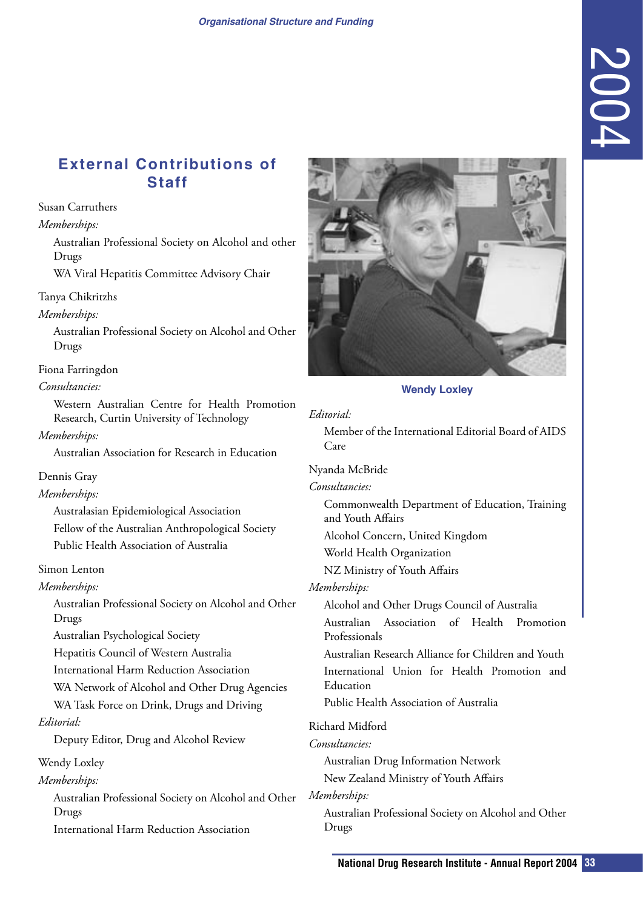## External Contributions of Staff

Susan Carruthers

*Memberships:*

Australian Professional Society on Alcohol and other Drugs

WA Viral Hepatitis Committee Advisory Chair

Tanya Chikritzhs

*Memberships:*

Australian Professional Society on Alcohol and Other Drugs

Fiona Farringdon

*Consultancies:*

Western Australian Centre for Health Promotion Research, Curtin University of Technology

*Memberships:*

Australian Association for Research in Education

Dennis Gray

*Memberships:*

Australasian Epidemiological Association

Fellow of the Australian Anthropological Society

Public Health Association of Australia

Simon Lenton

*Memberships:*

Australian Professional Society on Alcohol and Other Drugs

Australian Psychological Society

Hepatitis Council of Western Australia

International Harm Reduction Association

WA Network of Alcohol and Other Drug Agencies

WA Task Force on Drink, Drugs and Driving

*Editorial:*

Deputy Editor, Drug and Alcohol Review

Wendy Loxley

*Memberships:*

Australian Professional Society on Alcohol and Other Drugs

International Harm Reduction Association

Wendy Loxley

*Editorial:*

Member of the International Editorial Board of AIDS Care

Nyanda McBride

*Consultancies:*

Commonwealth Department of Education, Training and Youth Affairs

Alcohol Concern, United Kingdom

World Health Organization

NZ Ministry of Youth Affairs

*Memberships:*

Alcohol and Other Drugs Council of Australia

Australian Association of Health Promotion Professionals

Australian Research Alliance for Children and Youth

International Union for Health Promotion and Education

Public Health Association of Australia

Richard Midford

*Consultancies:*

Australian Drug Information Network

New Zealand Ministry of Youth Affairs

*Memberships:*

Australian Professional Society on Alcohol and Other Drugs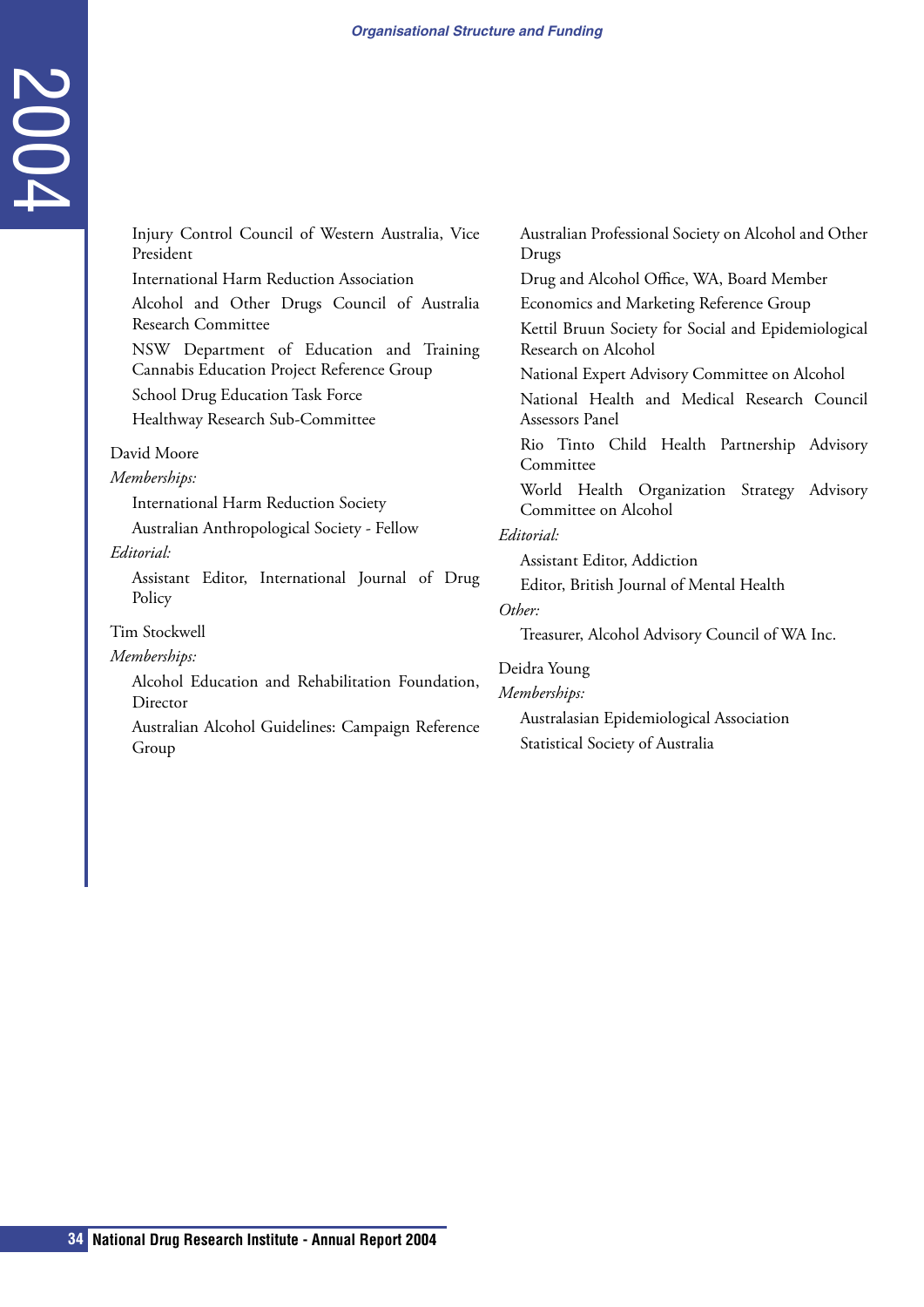Injury Control Council of Western Australia, Vice President

International Harm Reduction Association

Alcohol and Other Drugs Council of Australia Research Committee

NSW Department of Education and Training Cannabis Education Project Reference Group

School Drug Education Task Force

Healthway Research Sub-Committee

David Moore

*Memberships:*

International Harm Reduction Society

Australian Anthropological Society - Fellow

*Editorial:*

Assistant Editor, International Journal of Drug Policy

Tim Stockwell

*Memberships:*

Alcohol Education and Rehabilitation Foundation, Director

Australian Alcohol Guidelines: Campaign Reference Group

Australian Professional Society on Alcohol and Other Drugs

Drug and Alcohol Office, WA, Board Member

Economics and Marketing Reference Group

Kettil Bruun Society for Social and Epidemiological Research on Alcohol

National Expert Advisory Committee on Alcohol

National Health and Medical Research Council Assessors Panel

Rio Tinto Child Health Partnership Advisory Committee

World Health Organization Strategy Advisory Committee on Alcohol

*Editorial:*

Assistant Editor, Addiction

Editor, British Journal of Mental Health

*Other:*

Treasurer, Alcohol Advisory Council of WA Inc.

Deidra Young

*Memberships:*

Australasian Epidemiological Association

Statistical Society of Australia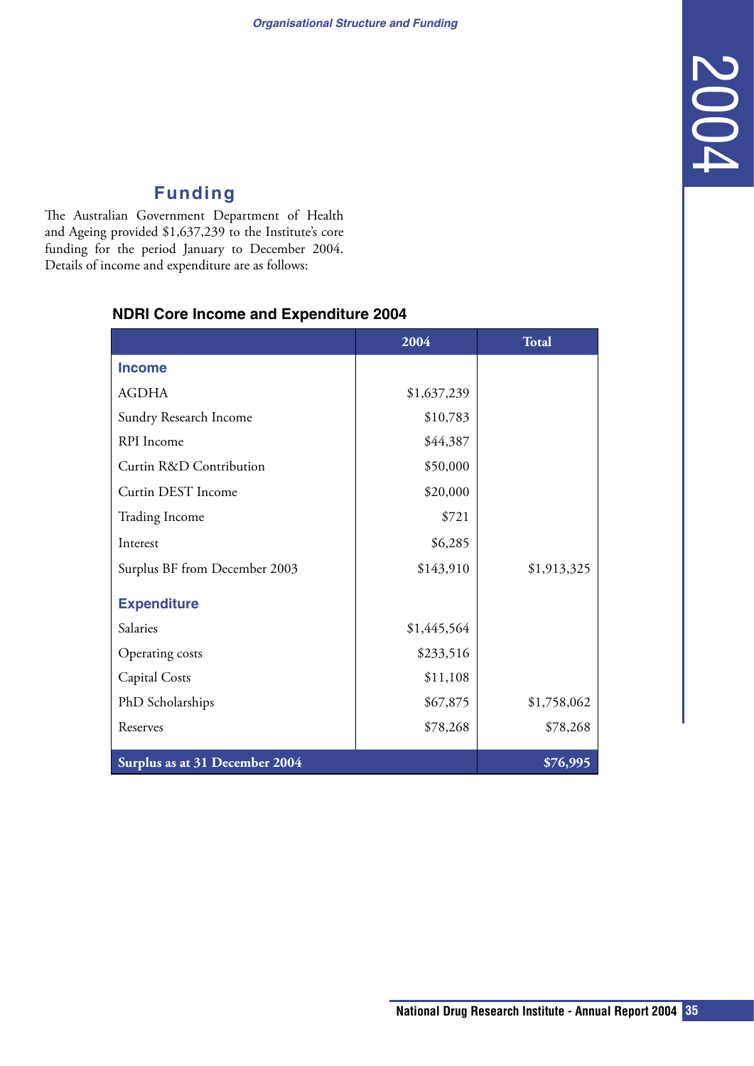## Funding

The Australian Government Department of Health and Ageing provided $1,637,239 to the Institute's core funding for the period January to December 2004. Details of income and expenditure are as follows:

### NDRI Core Income and Expenditure 2004

| | 2004 | Total |
|---|---|---|
| **Income** | | |
| AGDHA | $1,637,239 | |
| Sundry Research Income | $10,783 | |
| RPI Income | $44,387 | |
| Curtin R&D Contribution | $50,000 | |
| Curtin DEST Income | $20,000 | |
| Trading Income | $721 | |
| Interest | $6,285 | |
| Surplus BF from December 2003 | $143,910 | $1,913,325 |
| **Expenditure** | | |
| Salaries | $1,445,564 | |
| Operating costs | $233,516 | |
| Capital Costs | $11,108 | |
| PhD Scholarships | $67,875 | $1,758,062 |
| Reserves | $78,268 | $78,268 |
| **Surplus as at 31 December 2004** | | **$76,995** |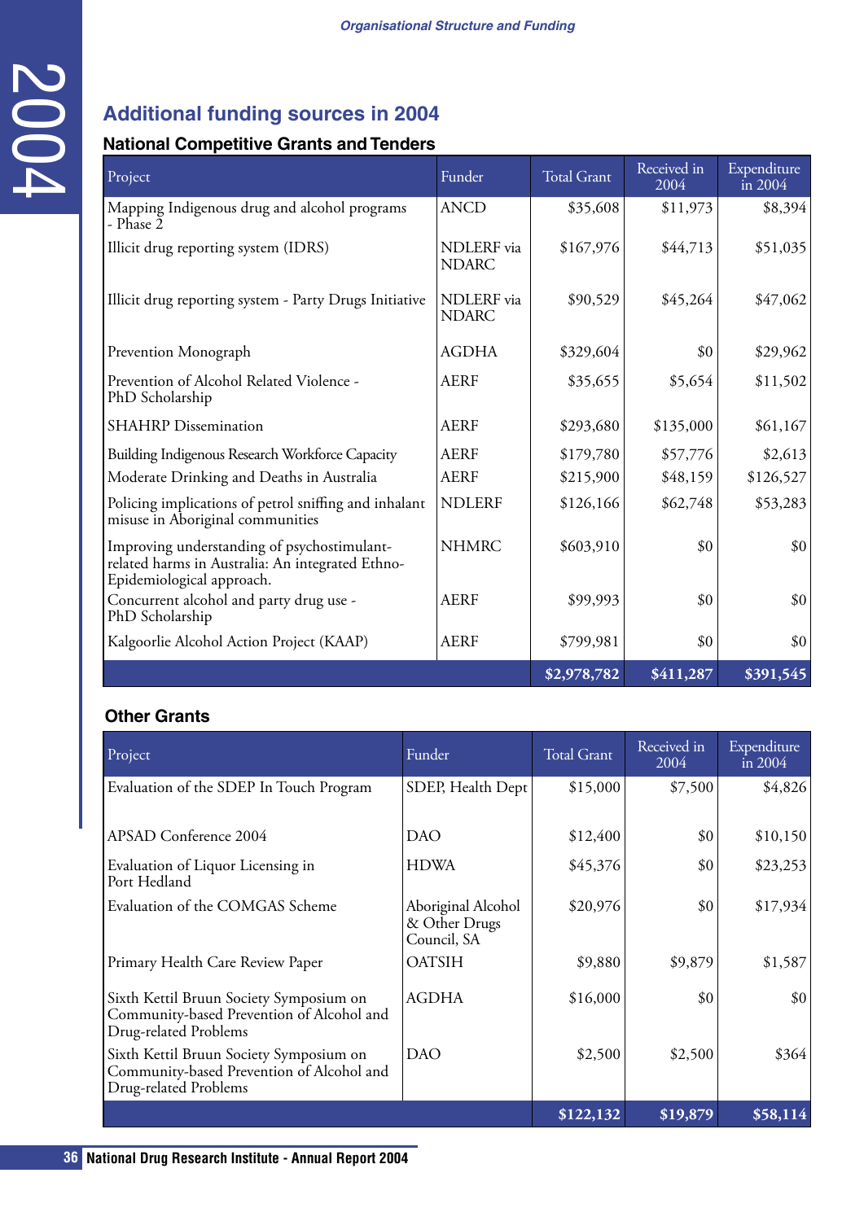## Additional funding sources in 2004

### National Competitive Grants and Tenders

| Project | Funder | Total Grant | Received in 2004 | Expenditure in 2004 |
|---|---|---|---|---|
| Mapping Indigenous drug and alcohol programs - Phase 2 | ANCD | $35,608 | $11,973 | $8,394 |
| Illicit drug reporting system (IDRS) | NDLERF via NDARC | $167,976 | $44,713 | $51,035 |
| Illicit drug reporting system - Party Drugs Initiative | NDLERF via NDARC | $90,529 | $45,264 | $47,062 |
| Prevention Monograph | AGDHA | $329,604 | $0 | $29,962 |
| Prevention of Alcohol Related Violence - PhD Scholarship | AERF | $35,655 | $5,654 | $11,502 |
| SHAHRP Dissemination | AERF | $293,680 | $135,000 | $61,167 |
| Building Indigenous Research Workforce Capacity | AERF | $179,780 | $57,776 | $2,613 |
| Moderate Drinking and Deaths in Australia | AERF | $215,900 | $48,159 | $126,527 |
| Policing implications of petrol sniffing and inhalant misuse in Aboriginal communities | NDLERF | $126,166 | $62,748 | $53,283 |
| Improving understanding of psychostimulant-related harms in Australia: An integrated Ethno-Epidemiological approach. | NHMRC | $603,910 | $0 | $0 |
| Concurrent alcohol and party drug use - PhD Scholarship | AERF | $99,993 | $0 | $0 |
| Kalgoorlie Alcohol Action Project (KAAP) | AERF | $799,981 | $0 | $0 |
| | | **$2,978,782** | **$411,287** | **$391,545** |

### Other Grants

| Project | Funder | Total Grant | Received in 2004 | Expenditure in 2004 |
|---|---|---|---|---|
| Evaluation of the SDEP In Touch Program | SDEP, Health Dept | $15,000 | $7,500 | $4,826 |
| APSAD Conference 2004 | DAO | $12,400 | $0 | $10,150 |
| Evaluation of Liquor Licensing in Port Hedland | HDWA | $45,376 | $0 | $23,253 |
| Evaluation of the COMGAS Scheme | Aboriginal Alcohol & Other Drugs Council, SA | $20,976 | $0 | $17,934 |
| Primary Health Care Review Paper | OATSIH | $9,880 | $9,879 | $1,587 |
| Sixth Kettil Bruun Society Symposium on Community-based Prevention of Alcohol and Drug-related Problems | AGDHA | $16,000 | $0 | $0 |
| Sixth Kettil Bruun Society Symposium on Community-based Prevention of Alcohol and Drug-related Problems | DAO | $2,500 | $2,500 | $364 |
| | | **$122,132** | **$19,879** | **$58,114** |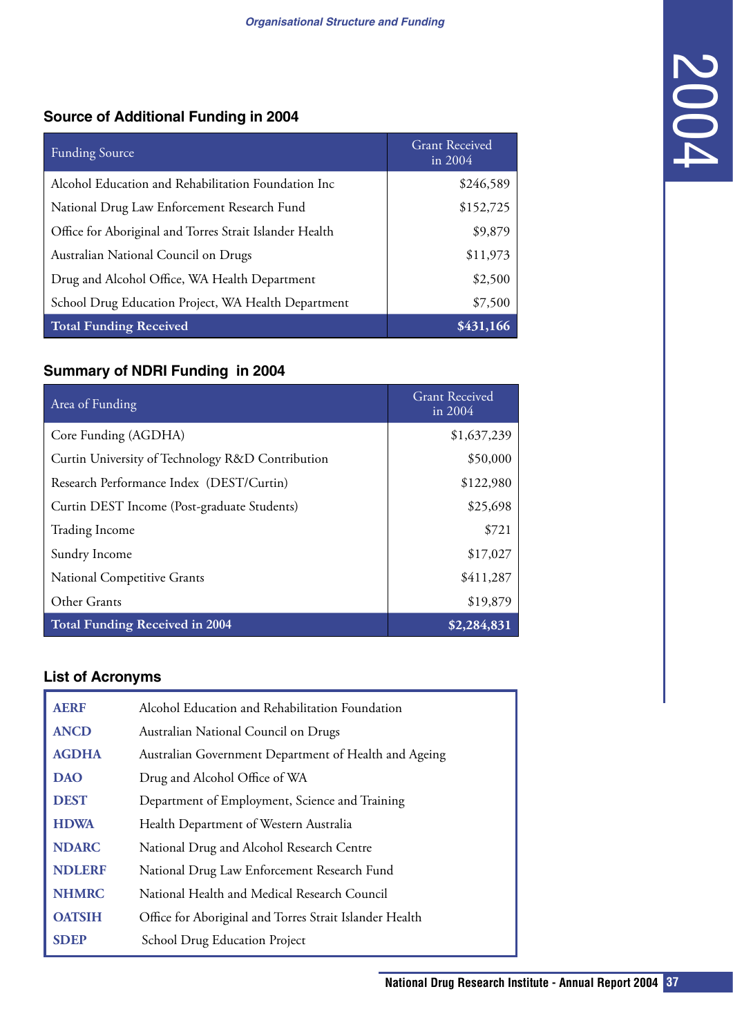## Source of Additional Funding in 2004

| Funding Source | Grant Received in 2004 |
|---|---|
| Alcohol Education and Rehabilitation Foundation Inc | $246,589 |
| National Drug Law Enforcement Research Fund | $152,725 |
| Office for Aboriginal and Torres Strait Islander Health | $9,879 |
| Australian National Council on Drugs | $11,973 |
| Drug and Alcohol Office, WA Health Department | $2,500 |
| School Drug Education Project, WA Health Department | $7,500 |
| **Total Funding Received** | **$431,166** |

## Summary of NDRI Funding in 2004

| Area of Funding | Grant Received in 2004 |
|---|---|
| Core Funding (AGDHA) | $1,637,239 |
| Curtin University of Technology R&D Contribution | $50,000 |
| Research Performance Index (DEST/Curtin) | $122,980 |
| Curtin DEST Income (Post-graduate Students) | $25,698 |
| Trading Income | $721 |
| Sundry Income | $17,027 |
| National Competitive Grants | $411,287 |
| Other Grants | $19,879 |
| **Total Funding Received in 2004** | **$2,284,831** |

## List of Acronyms

| | |
|---|---|
| **AERF** | Alcohol Education and Rehabilitation Foundation |
| **ANCD** | Australian National Council on Drugs |
| **AGDHA** | Australian Government Department of Health and Ageing |
| **DAO** | Drug and Alcohol Office of WA |
| **DEST** | Department of Employment, Science and Training |
| **HDWA** | Health Department of Western Australia |
| **NDARC** | National Drug and Alcohol Research Centre |
| **NDLERF** | National Drug Law Enforcement Research Fund |
| **NHMRC** | National Health and Medical Research Council |
| **OATSIH** | Office for Aboriginal and Torres Strait Islander Health |
| **SDEP** | School Drug Education Project |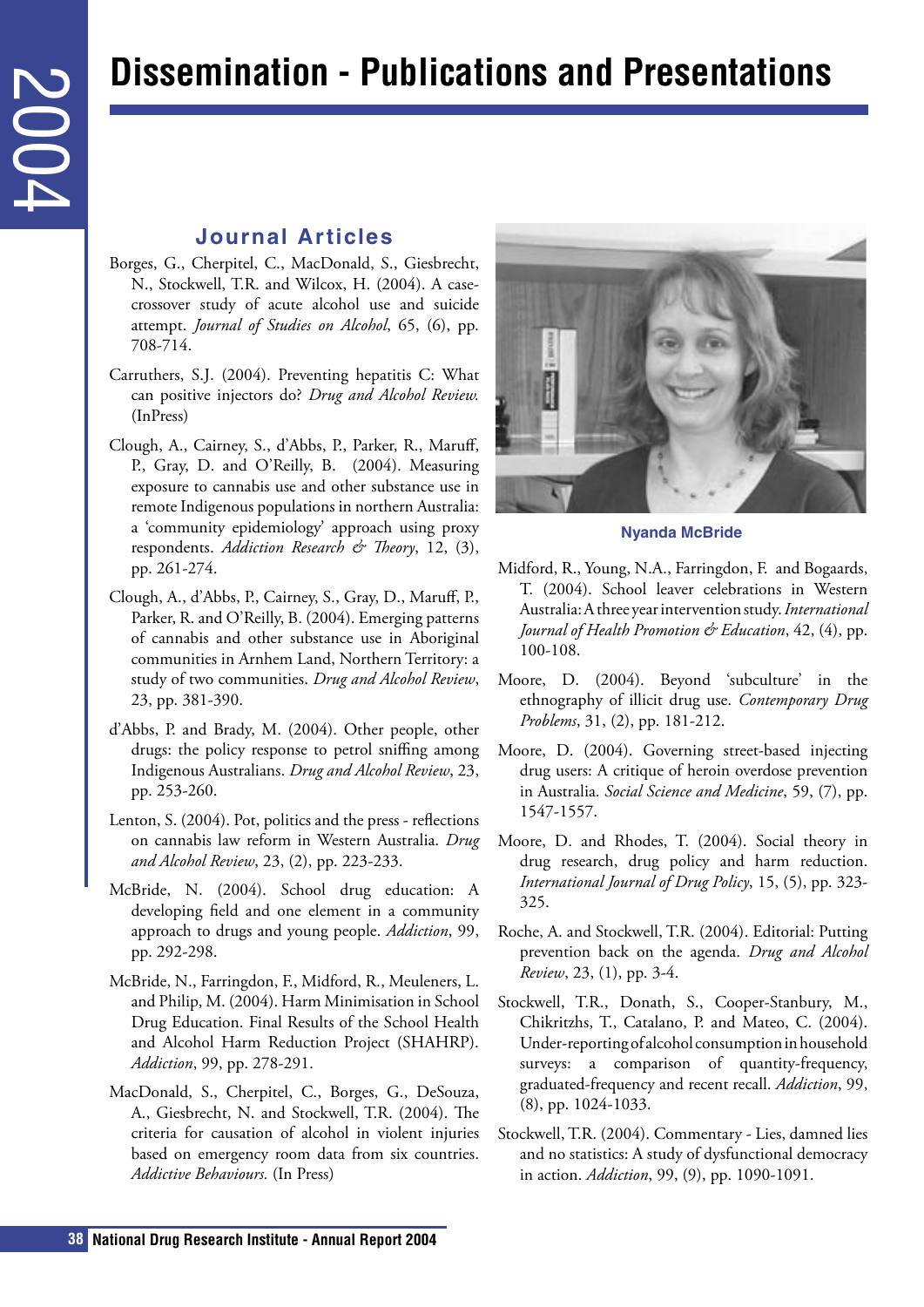# Dissemination - Publications and Presentations

## Journal Articles

Borges, G., Cherpitel, C., MacDonald, S., Giesbrecht, N., Stockwell, T.R. and Wilcox, H. (2004). A case-crossover study of acute alcohol use and suicide attempt. *Journal of Studies on Alcohol*, 65, (6), pp. 708-714.

Carruthers, S.J. (2004). Preventing hepatitis C: What can positive injectors do? *Drug and Alcohol Review.* (InPress)

Clough, A., Cairney, S., d'Abbs, P., Parker, R., Maruff, P., Gray, D. and O'Reilly, B. (2004). Measuring exposure to cannabis use and other substance use in remote Indigenous populations in northern Australia: a 'community epidemiology' approach using proxy respondents. *Addiction Research & Theory*, 12, (3), pp. 261-274.

Clough, A., d'Abbs, P., Cairney, S., Gray, D., Maruff, P., Parker, R. and O'Reilly, B. (2004). Emerging patterns of cannabis and other substance use in Aboriginal communities in Arnhem Land, Northern Territory: a study of two communities. *Drug and Alcohol Review*, 23, pp. 381-390.

d'Abbs, P. and Brady, M. (2004). Other people, other drugs: the policy response to petrol sniffing among Indigenous Australians. *Drug and Alcohol Review*, 23, pp. 253-260.

Lenton, S. (2004). Pot, politics and the press - reflections on cannabis law reform in Western Australia. *Drug and Alcohol Review*, 23, (2), pp. 223-233.

McBride, N. (2004). School drug education: A developing field and one element in a community approach to drugs and young people. *Addiction*, 99, pp. 292-298.

McBride, N., Farringdon, F., Midford, R., Meuleners, L. and Philip, M. (2004). Harm Minimisation in School Drug Education. Final Results of the School Health and Alcohol Harm Reduction Project (SHAHRP). *Addiction*, 99, pp. 278-291.

MacDonald, S., Cherpitel, C., Borges, G., DeSouza, A., Giesbrecht, N. and Stockwell, T.R. (2004). The criteria for causation of alcohol in violent injuries based on emergency room data from six countries. *Addictive Behaviours.* (In Press)

Nyanda McBride

Midford, R., Young, N.A., Farringdon, F. and Bogaards, T. (2004). School leaver celebrations in Western Australia: A three year intervention study. *International Journal of Health Promotion & Education*, 42, (4), pp. 100-108.

Moore, D. (2004). Beyond 'subculture' in the ethnography of illicit drug use. *Contemporary Drug Problems*, 31, (2), pp. 181-212.

Moore, D. (2004). Governing street-based injecting drug users: A critique of heroin overdose prevention in Australia. *Social Science and Medicine*, 59, (7), pp. 1547-1557.

Moore, D. and Rhodes, T. (2004). Social theory in drug research, drug policy and harm reduction. *International Journal of Drug Policy*, 15, (5), pp. 323-325.

Roche, A. and Stockwell, T.R. (2004). Editorial: Putting prevention back on the agenda. *Drug and Alcohol Review*, 23, (1), pp. 3-4.

Stockwell, T.R., Donath, S., Cooper-Stanbury, M., Chikritzhs, T., Catalano, P. and Mateo, C. (2004). Under-reporting of alcohol consumption in household surveys: a comparison of quantity-frequency, graduated-frequency and recent recall. *Addiction*, 99, (8), pp. 1024-1033.

Stockwell, T.R. (2004). Commentary - Lies, damned lies and no statistics: A study of dysfunctional democracy in action. *Addiction*, 99, (9), pp. 1090-1091.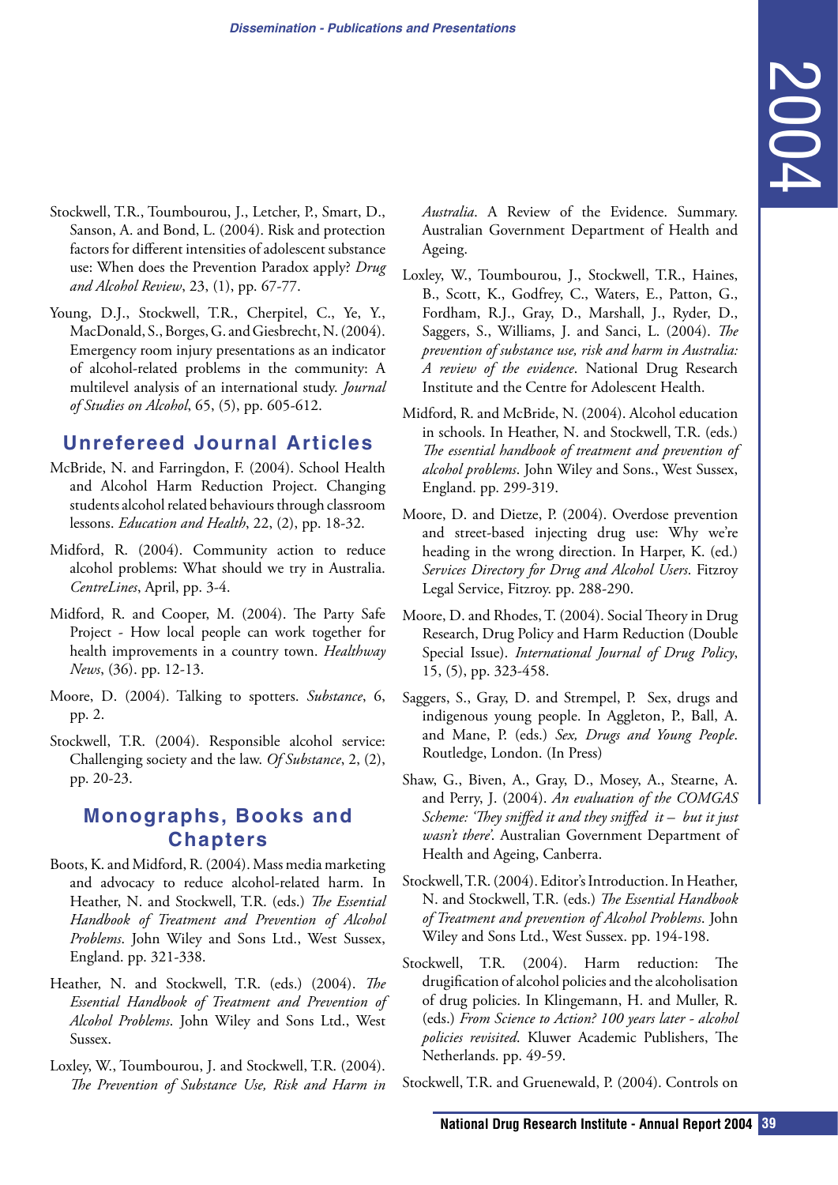Stockwell, T.R., Toumbourou, J., Letcher, P., Smart, D., Sanson, A. and Bond, L. (2004). Risk and protection factors for different intensities of adolescent substance use: When does the Prevention Paradox apply? *Drug and Alcohol Review*, 23, (1), pp. 67-77.

Young, D.J., Stockwell, T.R., Cherpitel, C., Ye, Y., MacDonald, S., Borges, G. and Giesbrecht, N. (2004). Emergency room injury presentations as an indicator of alcohol-related problems in the community: A multilevel analysis of an international study. *Journal of Studies on Alcohol*, 65, (5), pp. 605-612.

## Unrefereed Journal Articles

McBride, N. and Farringdon, F. (2004). School Health and Alcohol Harm Reduction Project. Changing students alcohol related behaviours through classroom lessons. *Education and Health*, 22, (2), pp. 18-32.

Midford, R. (2004). Community action to reduce alcohol problems: What should we try in Australia. *CentreLines*, April, pp. 3-4.

Midford, R. and Cooper, M. (2004). The Party Safe Project - How local people can work together for health improvements in a country town. *Healthway News*, (36). pp. 12-13.

Moore, D. (2004). Talking to spotters. *Substance*, 6, pp. 2.

Stockwell, T.R. (2004). Responsible alcohol service: Challenging society and the law. *Of Substance*, 2, (2), pp. 20-23.

## Monographs, Books and Chapters

Boots, K. and Midford, R. (2004). Mass media marketing and advocacy to reduce alcohol-related harm. In Heather, N. and Stockwell, T.R. (eds.) *The Essential Handbook of Treatment and Prevention of Alcohol Problems*. John Wiley and Sons Ltd., West Sussex, England. pp. 321-338.

Heather, N. and Stockwell, T.R. (eds.) (2004). *The Essential Handbook of Treatment and Prevention of Alcohol Problems*. John Wiley and Sons Ltd., West Sussex.

Loxley, W., Toumbourou, J. and Stockwell, T.R. (2004). *The Prevention of Substance Use, Risk and Harm in Australia*. A Review of the Evidence. Summary. Australian Government Department of Health and Ageing.

Loxley, W., Toumbourou, J., Stockwell, T.R., Haines, B., Scott, K., Godfrey, C., Waters, E., Patton, G., Fordham, R.J., Gray, D., Marshall, J., Ryder, D., Saggers, S., Williams, J. and Sanci, L. (2004). *The prevention of substance use, risk and harm in Australia: A review of the evidence*. National Drug Research Institute and the Centre for Adolescent Health.

Midford, R. and McBride, N. (2004). Alcohol education in schools. In Heather, N. and Stockwell, T.R. (eds.) *The essential handbook of treatment and prevention of alcohol problems*. John Wiley and Sons., West Sussex, England. pp. 299-319.

Moore, D. and Dietze, P. (2004). Overdose prevention and street-based injecting drug use: Why we're heading in the wrong direction. In Harper, K. (ed.) *Services Directory for Drug and Alcohol Users*. Fitzroy Legal Service, Fitzroy. pp. 288-290.

Moore, D. and Rhodes, T. (2004). Social Theory in Drug Research, Drug Policy and Harm Reduction (Double Special Issue). *International Journal of Drug Policy*, 15, (5), pp. 323-458.

Saggers, S., Gray, D. and Strempel, P. Sex, drugs and indigenous young people. In Aggleton, P., Ball, A. and Mane, P. (eds.) *Sex, Drugs and Young People*. Routledge, London. (In Press)

Shaw, G., Biven, A., Gray, D., Mosey, A., Stearne, A. and Perry, J. (2004). *An evaluation of the COMGAS Scheme: 'They sniffed it and they sniffed it – but it just wasn't there'*. Australian Government Department of Health and Ageing, Canberra.

Stockwell, T.R. (2004). Editor's Introduction. In Heather, N. and Stockwell, T.R. (eds.) *The Essential Handbook of Treatment and prevention of Alcohol Problems*. John Wiley and Sons Ltd., West Sussex. pp. 194-198.

Stockwell, T.R. (2004). Harm reduction: The drugification of alcohol policies and the alcoholisation of drug policies. In Klingemann, H. and Muller, R. (eds.) *From Science to Action? 100 years later - alcohol policies revisited*. Kluwer Academic Publishers, The Netherlands. pp. 49-59.

Stockwell, T.R. and Gruenewald, P. (2004). Controls on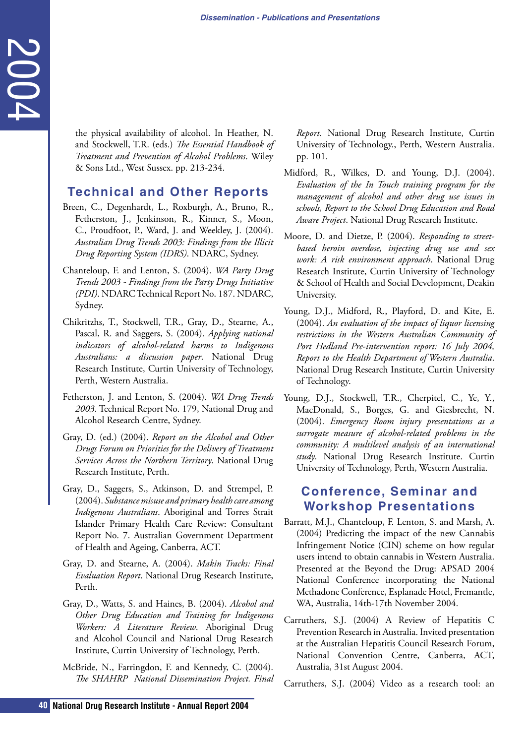the physical availability of alcohol. In Heather, N. and Stockwell, T.R. (eds.) *The Essential Handbook of Treatment and Prevention of Alcohol Problems*. Wiley & Sons Ltd., West Sussex. pp. 213-234.

## Technical and Other Reports

Breen, C., Degenhardt, L., Roxburgh, A., Bruno, R., Fetherston, J., Jenkinson, R., Kinner, S., Moon, C., Proudfoot, P., Ward, J. and Weekley, J. (2004). *Australian Drug Trends 2003: Findings from the Illicit Drug Reporting System (IDRS)*. NDARC, Sydney.

Chanteloup, F. and Lenton, S. (2004). *WA Party Drug Trends 2003 - Findings from the Party Drugs Initiative (PDI)*. NDARC Technical Report No. 187. NDARC, Sydney.

Chikritzhs, T., Stockwell, T.R., Gray, D., Stearne, A., Pascal, R. and Saggers, S. (2004). *Applying national indicators of alcohol-related harms to Indigenous Australians: a discussion paper*. National Drug Research Institute, Curtin University of Technology, Perth, Western Australia.

Fetherston, J. and Lenton, S. (2004). *WA Drug Trends 2003*. Technical Report No. 179, National Drug and Alcohol Research Centre, Sydney.

Gray, D. (ed.) (2004). *Report on the Alcohol and Other Drugs Forum on Priorities for the Delivery of Treatment Services Across the Northern Territory*. National Drug Research Institute, Perth.

Gray, D., Saggers, S., Atkinson, D. and Strempel, P. (2004). *Substance misuse and primary health care among Indigenous Australians*. Aboriginal and Torres Strait Islander Primary Health Care Review: Consultant Report No. 7. Australian Government Department of Health and Ageing, Canberra, ACT.

Gray, D. and Stearne, A. (2004). *Makin Tracks: Final Evaluation Report*. National Drug Research Institute, Perth.

Gray, D., Watts, S. and Haines, B. (2004). *Alcohol and Other Drug Education and Training for Indigenous Workers: A Literature Review*. Aboriginal Drug and Alcohol Council and National Drug Research Institute, Curtin University of Technology, Perth.

McBride, N., Farringdon, F. and Kennedy, C. (2004). *The SHAHRP National Dissemination Project. Final Report*. National Drug Research Institute, Curtin University of Technology., Perth, Western Australia. pp. 101.

Midford, R., Wilkes, D. and Young, D.J. (2004). *Evaluation of the In Touch training program for the management of alcohol and other drug use issues in schools, Report to the School Drug Education and Road Aware Project*. National Drug Research Institute.

Moore, D. and Dietze, P. (2004). *Responding to street-based heroin overdose, injecting drug use and sex work: A risk environment approach*. National Drug Research Institute, Curtin University of Technology & School of Health and Social Development, Deakin University.

Young, D.J., Midford, R., Playford, D. and Kite, E. (2004). *An evaluation of the impact of liquor licensing restrictions in the Western Australian Community of Port Hedland Pre-intervention report: 16 July 2004, Report to the Health Department of Western Australia*. National Drug Research Institute, Curtin University of Technology.

Young, D.J., Stockwell, T.R., Cherpitel, C., Ye, Y., MacDonald, S., Borges, G. and Giesbrecht, N. (2004). *Emergency Room injury presentations as a surrogate measure of alcohol-related problems in the community: A multilevel analysis of an international study*. National Drug Research Institute. Curtin University of Technology, Perth, Western Australia.

## Conference, Seminar and Workshop Presentations

Barratt, M.J., Chanteloup, F. Lenton, S. and Marsh, A. (2004) Predicting the impact of the new Cannabis Infringement Notice (CIN) scheme on how regular users intend to obtain cannabis in Western Australia. Presented at the Beyond the Drug: APSAD 2004 National Conference incorporating the National Methadone Conference, Esplanade Hotel, Fremantle, WA, Australia, 14th-17th November 2004.

Carruthers, S.J. (2004) A Review of Hepatitis C Prevention Research in Australia. Invited presentation at the Australian Hepatitis Council Research Forum, National Convention Centre, Canberra, ACT, Australia, 31st August 2004.

Carruthers, S.J. (2004) Video as a research tool: an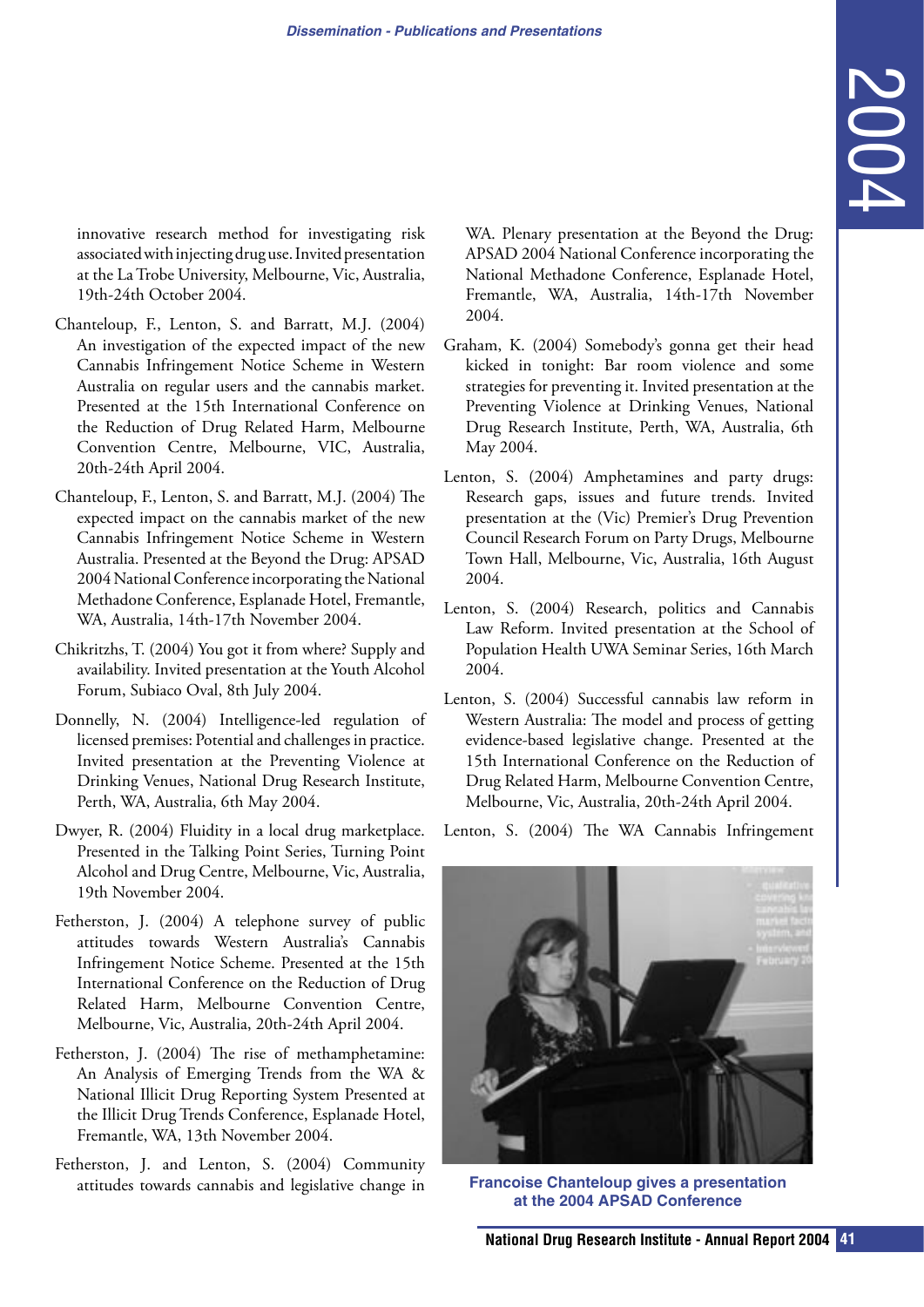innovative research method for investigating risk associated with injecting drug use. Invited presentation at the La Trobe University, Melbourne, Vic, Australia, 19th-24th October 2004.

Chanteloup, F., Lenton, S. and Barratt, M.J. (2004) An investigation of the expected impact of the new Cannabis Infringement Notice Scheme in Western Australia on regular users and the cannabis market. Presented at the 15th International Conference on the Reduction of Drug Related Harm, Melbourne Convention Centre, Melbourne, VIC, Australia, 20th-24th April 2004.

Chanteloup, F., Lenton, S. and Barratt, M.J. (2004) The expected impact on the cannabis market of the new Cannabis Infringement Notice Scheme in Western Australia. Presented at the Beyond the Drug: APSAD 2004 National Conference incorporating the National Methadone Conference, Esplanade Hotel, Fremantle, WA, Australia, 14th-17th November 2004.

Chikritzhs, T. (2004) You got it from where? Supply and availability. Invited presentation at the Youth Alcohol Forum, Subiaco Oval, 8th July 2004.

Donnelly, N. (2004) Intelligence-led regulation of licensed premises: Potential and challenges in practice. Invited presentation at the Preventing Violence at Drinking Venues, National Drug Research Institute, Perth, WA, Australia, 6th May 2004.

Dwyer, R. (2004) Fluidity in a local drug marketplace. Presented in the Talking Point Series, Turning Point Alcohol and Drug Centre, Melbourne, Vic, Australia, 19th November 2004.

Fetherston, J. (2004) A telephone survey of public attitudes towards Western Australia's Cannabis Infringement Notice Scheme. Presented at the 15th International Conference on the Reduction of Drug Related Harm, Melbourne Convention Centre, Melbourne, Vic, Australia, 20th-24th April 2004.

Fetherston, J. (2004) The rise of methamphetamine: An Analysis of Emerging Trends from the WA & National Illicit Drug Reporting System Presented at the Illicit Drug Trends Conference, Esplanade Hotel, Fremantle, WA, 13th November 2004.

Fetherston, J. and Lenton, S. (2004) Community attitudes towards cannabis and legislative change in WA. Plenary presentation at the Beyond the Drug: APSAD 2004 National Conference incorporating the National Methadone Conference, Esplanade Hotel, Fremantle, WA, Australia, 14th-17th November 2004.

Graham, K. (2004) Somebody's gonna get their head kicked in tonight: Bar room violence and some strategies for preventing it. Invited presentation at the Preventing Violence at Drinking Venues, National Drug Research Institute, Perth, WA, Australia, 6th May 2004.

Lenton, S. (2004) Amphetamines and party drugs: Research gaps, issues and future trends. Invited presentation at the (Vic) Premier's Drug Prevention Council Research Forum on Party Drugs, Melbourne Town Hall, Melbourne, Vic, Australia, 16th August 2004.

Lenton, S. (2004) Research, politics and Cannabis Law Reform. Invited presentation at the School of Population Health UWA Seminar Series, 16th March 2004.

Lenton, S. (2004) Successful cannabis law reform in Western Australia: The model and process of getting evidence-based legislative change. Presented at the 15th International Conference on the Reduction of Drug Related Harm, Melbourne Convention Centre, Melbourne, Vic, Australia, 20th-24th April 2004.

Lenton, S. (2004) The WA Cannabis Infringement

Francoise Chanteloup gives a presentation at the 2004 APSAD Conference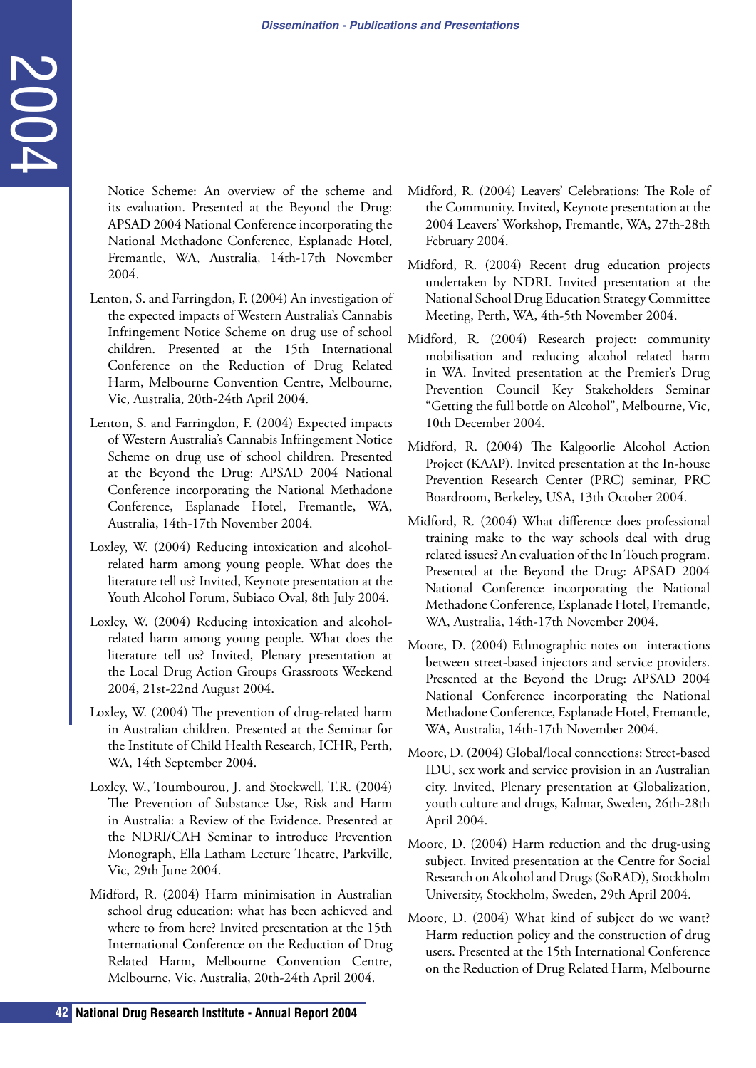Notice Scheme: An overview of the scheme and its evaluation. Presented at the Beyond the Drug: APSAD 2004 National Conference incorporating the National Methadone Conference, Esplanade Hotel, Fremantle, WA, Australia, 14th-17th November 2004.

Lenton, S. and Farringdon, F. (2004) An investigation of the expected impacts of Western Australia's Cannabis Infringement Notice Scheme on drug use of school children. Presented at the 15th International Conference on the Reduction of Drug Related Harm, Melbourne Convention Centre, Melbourne, Vic, Australia, 20th-24th April 2004.

Lenton, S. and Farringdon, F. (2004) Expected impacts of Western Australia's Cannabis Infringement Notice Scheme on drug use of school children. Presented at the Beyond the Drug: APSAD 2004 National Conference incorporating the National Methadone Conference, Esplanade Hotel, Fremantle, WA, Australia, 14th-17th November 2004.

Loxley, W. (2004) Reducing intoxication and alcohol-related harm among young people. What does the literature tell us? Invited, Keynote presentation at the Youth Alcohol Forum, Subiaco Oval, 8th July 2004.

Loxley, W. (2004) Reducing intoxication and alcohol-related harm among young people. What does the literature tell us? Invited, Plenary presentation at the Local Drug Action Groups Grassroots Weekend 2004, 21st-22nd August 2004.

Loxley, W. (2004) The prevention of drug-related harm in Australian children. Presented at the Seminar for the Institute of Child Health Research, ICHR, Perth, WA, 14th September 2004.

Loxley, W., Toumbourou, J. and Stockwell, T.R. (2004) The Prevention of Substance Use, Risk and Harm in Australia: a Review of the Evidence. Presented at the NDRI/CAH Seminar to introduce Prevention Monograph, Ella Latham Lecture Theatre, Parkville, Vic, 29th June 2004.

Midford, R. (2004) Harm minimisation in Australian school drug education: what has been achieved and where to from here? Invited presentation at the 15th International Conference on the Reduction of Drug Related Harm, Melbourne Convention Centre, Melbourne, Vic, Australia, 20th-24th April 2004.

Midford, R. (2004) Leavers' Celebrations: The Role of the Community. Invited, Keynote presentation at the 2004 Leavers' Workshop, Fremantle, WA, 27th-28th February 2004.

Midford, R. (2004) Recent drug education projects undertaken by NDRI. Invited presentation at the National School Drug Education Strategy Committee Meeting, Perth, WA, 4th-5th November 2004.

Midford, R. (2004) Research project: community mobilisation and reducing alcohol related harm in WA. Invited presentation at the Premier's Drug Prevention Council Key Stakeholders Seminar "Getting the full bottle on Alcohol", Melbourne, Vic, 10th December 2004.

Midford, R. (2004) The Kalgoorlie Alcohol Action Project (KAAP). Invited presentation at the In-house Prevention Research Center (PRC) seminar, PRC Boardroom, Berkeley, USA, 13th October 2004.

Midford, R. (2004) What difference does professional training make to the way schools deal with drug related issues? An evaluation of the In Touch program. Presented at the Beyond the Drug: APSAD 2004 National Conference incorporating the National Methadone Conference, Esplanade Hotel, Fremantle, WA, Australia, 14th-17th November 2004.

Moore, D. (2004) Ethnographic notes on interactions between street-based injectors and service providers. Presented at the Beyond the Drug: APSAD 2004 National Conference incorporating the National Methadone Conference, Esplanade Hotel, Fremantle, WA, Australia, 14th-17th November 2004.

Moore, D. (2004) Global/local connections: Street-based IDU, sex work and service provision in an Australian city. Invited, Plenary presentation at Globalization, youth culture and drugs, Kalmar, Sweden, 26th-28th April 2004.

Moore, D. (2004) Harm reduction and the drug-using subject. Invited presentation at the Centre for Social Research on Alcohol and Drugs (SoRAD), Stockholm University, Stockholm, Sweden, 29th April 2004.

Moore, D. (2004) What kind of subject do we want? Harm reduction policy and the construction of drug users. Presented at the 15th International Conference on the Reduction of Drug Related Harm, Melbourne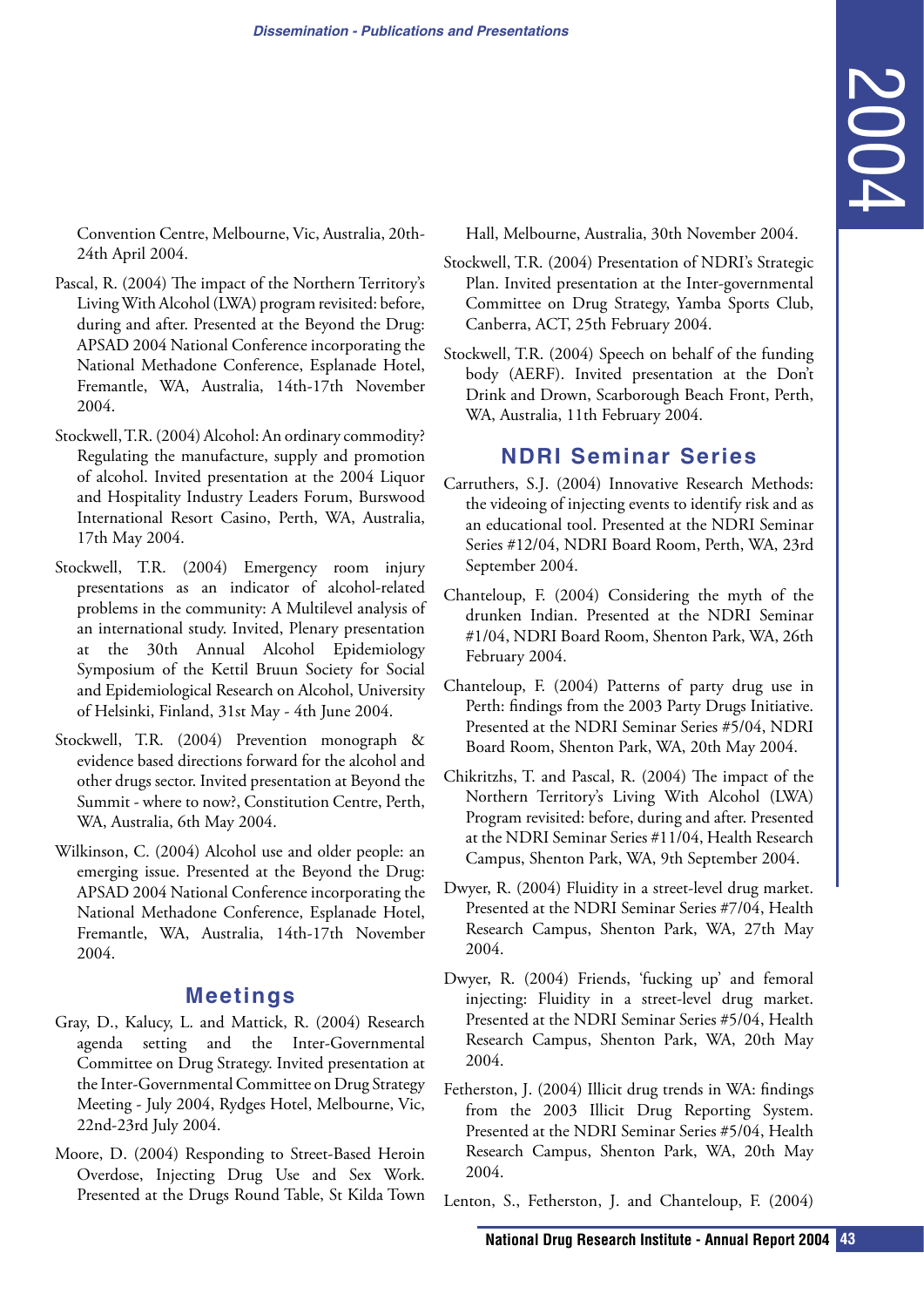Convention Centre, Melbourne, Vic, Australia, 20th-24th April 2004.

Pascal, R. (2004) The impact of the Northern Territory's Living With Alcohol (LWA) program revisited: before, during and after. Presented at the Beyond the Drug: APSAD 2004 National Conference incorporating the National Methadone Conference, Esplanade Hotel, Fremantle, WA, Australia, 14th-17th November 2004.

Stockwell, T.R. (2004) Alcohol: An ordinary commodity? Regulating the manufacture, supply and promotion of alcohol. Invited presentation at the 2004 Liquor and Hospitality Industry Leaders Forum, Burswood International Resort Casino, Perth, WA, Australia, 17th May 2004.

Stockwell, T.R. (2004) Emergency room injury presentations as an indicator of alcohol-related problems in the community: A Multilevel analysis of an international study. Invited, Plenary presentation at the 30th Annual Alcohol Epidemiology Symposium of the Kettil Bruun Society for Social and Epidemiological Research on Alcohol, University of Helsinki, Finland, 31st May - 4th June 2004.

Stockwell, T.R. (2004) Prevention monograph & evidence based directions forward for the alcohol and other drugs sector. Invited presentation at Beyond the Summit - where to now?, Constitution Centre, Perth, WA, Australia, 6th May 2004.

Wilkinson, C. (2004) Alcohol use and older people: an emerging issue. Presented at the Beyond the Drug: APSAD 2004 National Conference incorporating the National Methadone Conference, Esplanade Hotel, Fremantle, WA, Australia, 14th-17th November 2004.

## Meetings

Gray, D., Kalucy, L. and Mattick, R. (2004) Research agenda setting and the Inter-Governmental Committee on Drug Strategy. Invited presentation at the Inter-Governmental Committee on Drug Strategy Meeting - July 2004, Rydges Hotel, Melbourne, Vic, 22nd-23rd July 2004.

Moore, D. (2004) Responding to Street-Based Heroin Overdose, Injecting Drug Use and Sex Work. Presented at the Drugs Round Table, St Kilda Town Hall, Melbourne, Australia, 30th November 2004.

Stockwell, T.R. (2004) Presentation of NDRI's Strategic Plan. Invited presentation at the Inter-governmental Committee on Drug Strategy, Yamba Sports Club, Canberra, ACT, 25th February 2004.

Stockwell, T.R. (2004) Speech on behalf of the funding body (AERF). Invited presentation at the Don't Drink and Drown, Scarborough Beach Front, Perth, WA, Australia, 11th February 2004.

## NDRI Seminar Series

Carruthers, S.J. (2004) Innovative Research Methods: the videoing of injecting events to identify risk and as an educational tool. Presented at the NDRI Seminar Series #12/04, NDRI Board Room, Perth, WA, 23rd September 2004.

Chanteloup, F. (2004) Considering the myth of the drunken Indian. Presented at the NDRI Seminar #1/04, NDRI Board Room, Shenton Park, WA, 26th February 2004.

Chanteloup, F. (2004) Patterns of party drug use in Perth: findings from the 2003 Party Drugs Initiative. Presented at the NDRI Seminar Series #5/04, NDRI Board Room, Shenton Park, WA, 20th May 2004.

Chikritzhs, T. and Pascal, R. (2004) The impact of the Northern Territory's Living With Alcohol (LWA) Program revisited: before, during and after. Presented at the NDRI Seminar Series #11/04, Health Research Campus, Shenton Park, WA, 9th September 2004.

Dwyer, R. (2004) Fluidity in a street-level drug market. Presented at the NDRI Seminar Series #7/04, Health Research Campus, Shenton Park, WA, 27th May 2004.

Dwyer, R. (2004) Friends, 'fucking up' and femoral injecting: Fluidity in a street-level drug market. Presented at the NDRI Seminar Series #5/04, Health Research Campus, Shenton Park, WA, 20th May 2004.

Fetherston, J. (2004) Illicit drug trends in WA: findings from the 2003 Illicit Drug Reporting System. Presented at the NDRI Seminar Series #5/04, Health Research Campus, Shenton Park, WA, 20th May 2004.

Lenton, S., Fetherston, J. and Chanteloup, F. (2004)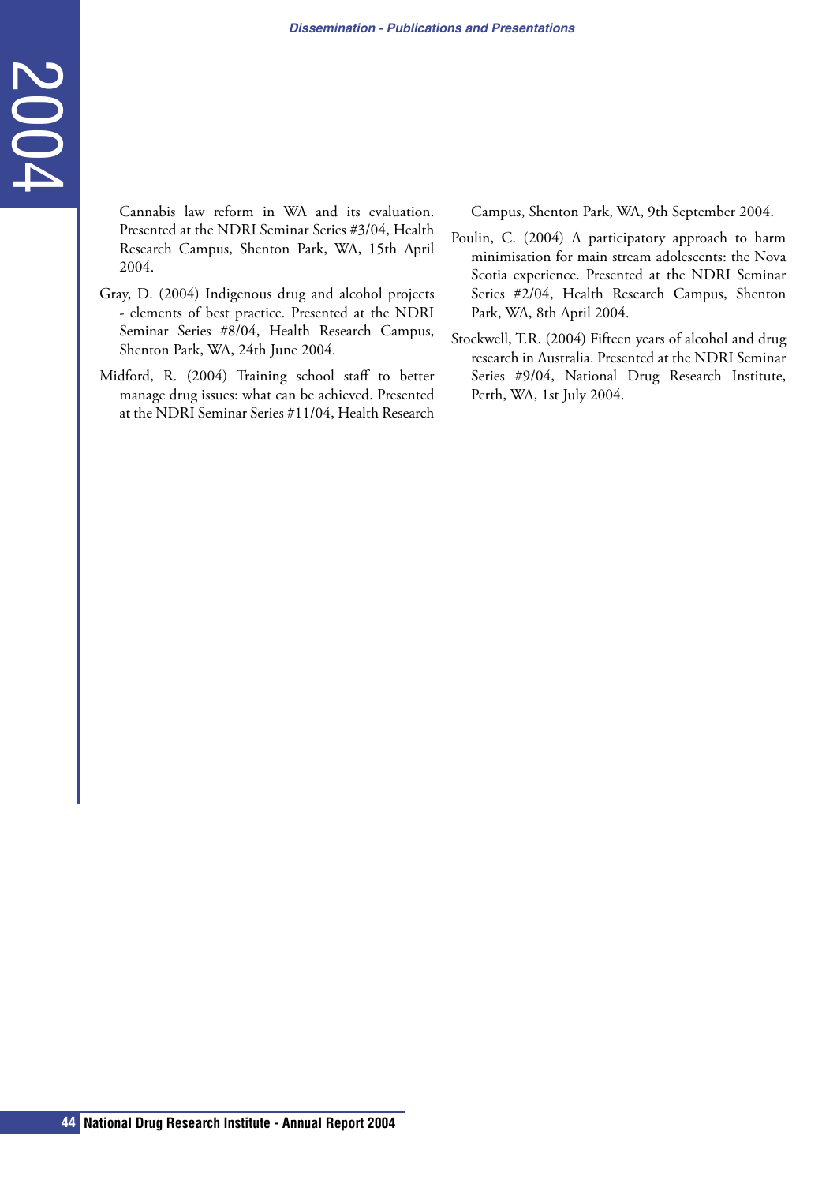Cannabis law reform in WA and its evaluation. Presented at the NDRI Seminar Series #3/04, Health Research Campus, Shenton Park, WA, 15th April 2004.

Gray, D. (2004) Indigenous drug and alcohol projects - elements of best practice. Presented at the NDRI Seminar Series #8/04, Health Research Campus, Shenton Park, WA, 24th June 2004.

Midford, R. (2004) Training school staff to better manage drug issues: what can be achieved. Presented at the NDRI Seminar Series #11/04, Health Research Campus, Shenton Park, WA, 9th September 2004.

Poulin, C. (2004) A participatory approach to harm minimisation for main stream adolescents: the Nova Scotia experience. Presented at the NDRI Seminar Series #2/04, Health Research Campus, Shenton Park, WA, 8th April 2004.

Stockwell, T.R. (2004) Fifteen years of alcohol and drug research in Australia. Presented at the NDRI Seminar Series #9/04, National Drug Research Institute, Perth, WA, 1st July 2004.